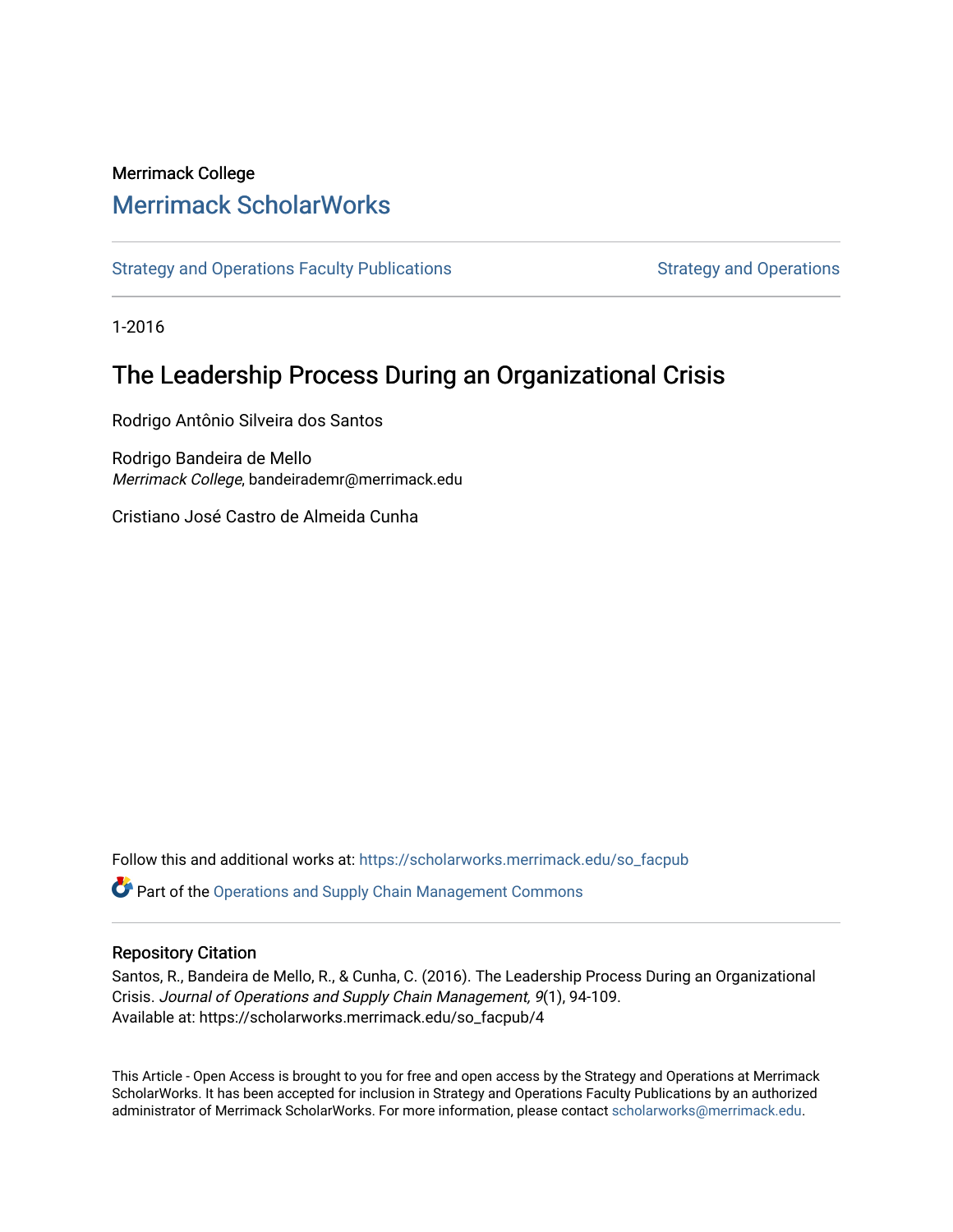Merrimack College

# Merrimack ScholarWorks

Strategy and Operations Faculty Publications | Strategy and Operations

1-2016

## The Leadership Process During an Organizational Crisis

Rodrigo Antônio Silveira dos Santos

Rodrigo Bandeira de Mello
*Merrimack College*, bandeirademr@merrimack.edu

Cristiano José Castro de Almeida Cunha

Follow this and additional works at: https://scholarworks.merrimack.edu/so_facpub

Part of the Operations and Supply Chain Management Commons

### Repository Citation

Santos, R., Bandeira de Mello, R., & Cunha, C. (2016). The Leadership Process During an Organizational Crisis. *Journal of Operations and Supply Chain Management, 9*(1), 94-109.
Available at: https://scholarworks.merrimack.edu/so_facpub/4

This Article - Open Access is brought to you for free and open access by the Strategy and Operations at Merrimack ScholarWorks. It has been accepted for inclusion in Strategy and Operations Faculty Publications by an authorized administrator of Merrimack ScholarWorks. For more information, please contact scholarworks@merrimack.edu.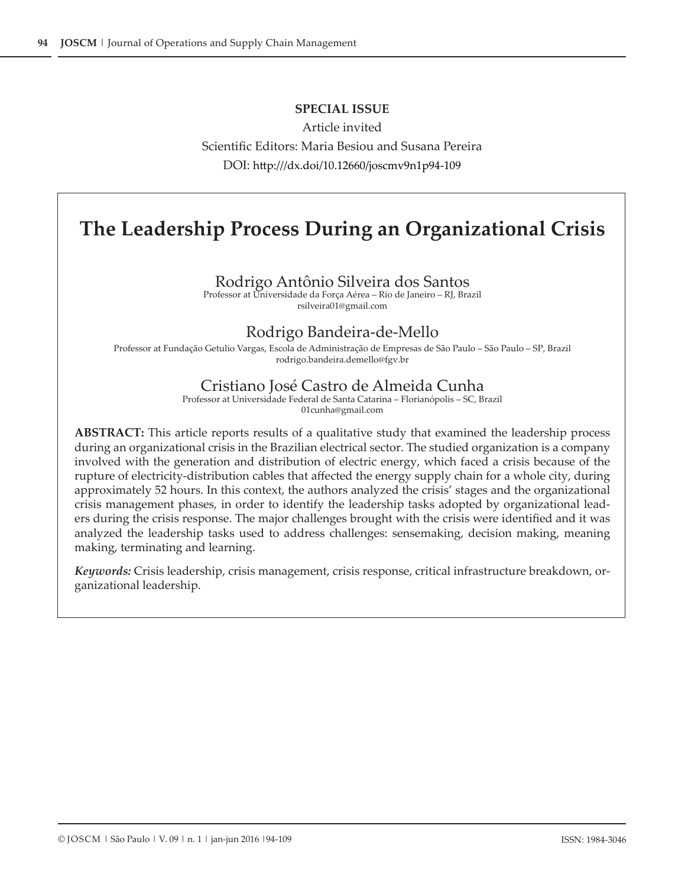**SPECIAL ISSUE**

Article invited

Scientific Editors: Maria Besiou and Susana Pereira

DOI: http:///dx.doi/10.12660/joscmv9n1p94-109

# The Leadership Process During an Organizational Crisis

Rodrigo Antônio Silveira dos Santos
Professor at Universidade da Força Aérea – Rio de Janeiro – RJ, Brazil
rsilveira01@gmail.com

Rodrigo Bandeira-de-Mello
Professor at Fundação Getulio Vargas, Escola de Administração de Empresas de São Paulo – São Paulo – SP, Brazil
rodrigo.bandeira.demello@fgv.br

Cristiano José Castro de Almeida Cunha
Professor at Universidade Federal de Santa Catarina – Florianópolis – SC, Brazil
01cunha@gmail.com

**ABSTRACT:** This article reports results of a qualitative study that examined the leadership process during an organizational crisis in the Brazilian electrical sector. The studied organization is a company involved with the generation and distribution of electric energy, which faced a crisis because of the rupture of electricity-distribution cables that affected the energy supply chain for a whole city, during approximately 52 hours. In this context, the authors analyzed the crisis' stages and the organizational crisis management phases, in order to identify the leadership tasks adopted by organizational leaders during the crisis response. The major challenges brought with the crisis were identified and it was analyzed the leadership tasks used to address challenges: sensemaking, decision making, meaning making, terminating and learning.

***Keywords:*** Crisis leadership, crisis management, crisis response, critical infrastructure breakdown, organizational leadership.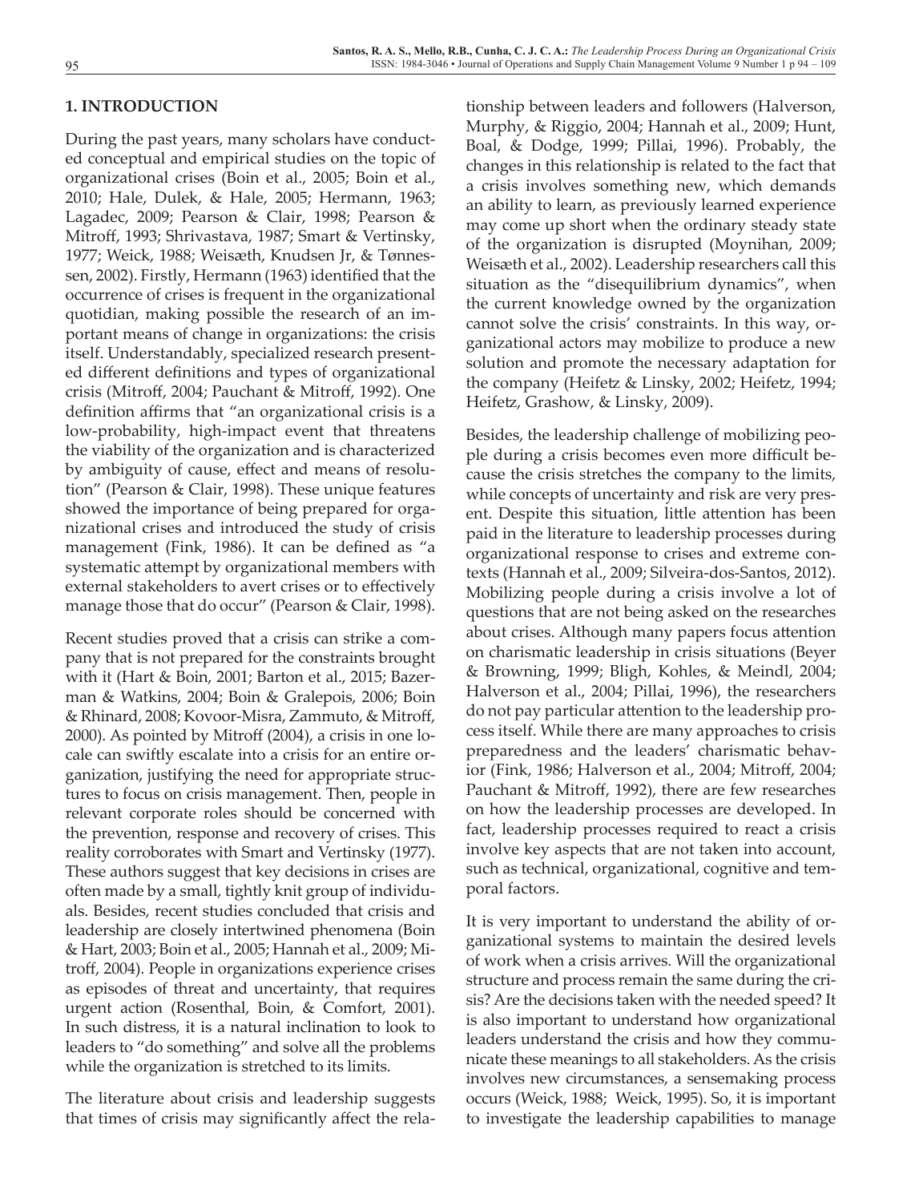## 1. INTRODUCTION

During the past years, many scholars have conducted conceptual and empirical studies on the topic of organizational crises (Boin et al., 2005; Boin et al., 2010; Hale, Dulek, & Hale, 2005; Hermann, 1963; Lagadec, 2009; Pearson & Clair, 1998; Pearson & Mitroff, 1993; Shrivastava, 1987; Smart & Vertinsky, 1977; Weick, 1988; Weisæth, Knudsen Jr, & Tønnessen, 2002). Firstly, Hermann (1963) identified that the occurrence of crises is frequent in the organizational quotidian, making possible the research of an important means of change in organizations: the crisis itself. Understandably, specialized research presented different definitions and types of organizational crisis (Mitroff, 2004; Pauchant & Mitroff, 1992). One definition affirms that "an organizational crisis is a low-probability, high-impact event that threatens the viability of the organization and is characterized by ambiguity of cause, effect and means of resolution" (Pearson & Clair, 1998). These unique features showed the importance of being prepared for organizational crises and introduced the study of crisis management (Fink, 1986). It can be defined as "a systematic attempt by organizational members with external stakeholders to avert crises or to effectively manage those that do occur" (Pearson & Clair, 1998).

Recent studies proved that a crisis can strike a company that is not prepared for the constraints brought with it (Hart & Boin, 2001; Barton et al., 2015; Bazerman & Watkins, 2004; Boin & Gralepois, 2006; Boin & Rhinard, 2008; Kovoor-Misra, Zammuto, & Mitroff, 2000). As pointed by Mitroff (2004), a crisis in one locale can swiftly escalate into a crisis for an entire organization, justifying the need for appropriate structures to focus on crisis management. Then, people in relevant corporate roles should be concerned with the prevention, response and recovery of crises. This reality corroborates with Smart and Vertinsky (1977). These authors suggest that key decisions in crises are often made by a small, tightly knit group of individuals. Besides, recent studies concluded that crisis and leadership are closely intertwined phenomena (Boin & Hart, 2003; Boin et al., 2005; Hannah et al., 2009; Mitroff, 2004). People in organizations experience crises as episodes of threat and uncertainty, that requires urgent action (Rosenthal, Boin, & Comfort, 2001). In such distress, it is a natural inclination to look to leaders to "do something" and solve all the problems while the organization is stretched to its limits.

The literature about crisis and leadership suggests that times of crisis may significantly affect the relationship between leaders and followers (Halverson, Murphy, & Riggio, 2004; Hannah et al., 2009; Hunt, Boal, & Dodge, 1999; Pillai, 1996). Probably, the changes in this relationship is related to the fact that a crisis involves something new, which demands an ability to learn, as previously learned experience may come up short when the ordinary steady state of the organization is disrupted (Moynihan, 2009; Weisæth et al., 2002). Leadership researchers call this situation as the "disequilibrium dynamics", when the current knowledge owned by the organization cannot solve the crisis' constraints. In this way, organizational actors may mobilize to produce a new solution and promote the necessary adaptation for the company (Heifetz & Linsky, 2002; Heifetz, 1994; Heifetz, Grashow, & Linsky, 2009).

Besides, the leadership challenge of mobilizing people during a crisis becomes even more difficult because the crisis stretches the company to the limits, while concepts of uncertainty and risk are very present. Despite this situation, little attention has been paid in the literature to leadership processes during organizational response to crises and extreme contexts (Hannah et al., 2009; Silveira-dos-Santos, 2012). Mobilizing people during a crisis involve a lot of questions that are not being asked on the researches about crises. Although many papers focus attention on charismatic leadership in crisis situations (Beyer & Browning, 1999; Bligh, Kohles, & Meindl, 2004; Halverson et al., 2004; Pillai, 1996), the researchers do not pay particular attention to the leadership process itself. While there are many approaches to crisis preparedness and the leaders' charismatic behavior (Fink, 1986; Halverson et al., 2004; Mitroff, 2004; Pauchant & Mitroff, 1992), there are few researches on how the leadership processes are developed. In fact, leadership processes required to react a crisis involve key aspects that are not taken into account, such as technical, organizational, cognitive and temporal factors.

It is very important to understand the ability of organizational systems to maintain the desired levels of work when a crisis arrives. Will the organizational structure and process remain the same during the crisis? Are the decisions taken with the needed speed? It is also important to understand how organizational leaders understand the crisis and how they communicate these meanings to all stakeholders. As the crisis involves new circumstances, a sensemaking process occurs (Weick, 1988; Weick, 1995). So, it is important to investigate the leadership capabilities to manage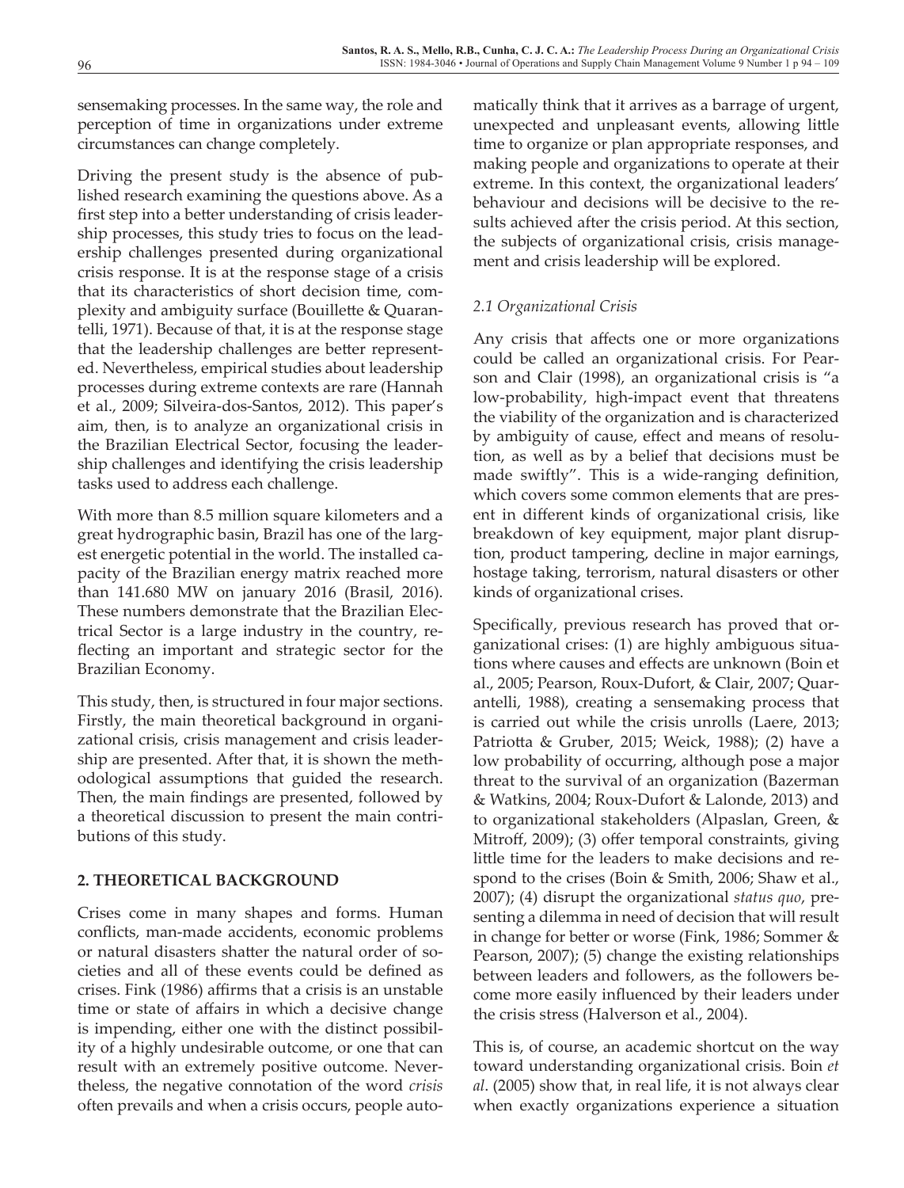sensemaking processes. In the same way, the role and perception of time in organizations under extreme circumstances can change completely.

Driving the present study is the absence of published research examining the questions above. As a first step into a better understanding of crisis leadership processes, this study tries to focus on the leadership challenges presented during organizational crisis response. It is at the response stage of a crisis that its characteristics of short decision time, complexity and ambiguity surface (Bouillette & Quarantelli, 1971). Because of that, it is at the response stage that the leadership challenges are better represented. Nevertheless, empirical studies about leadership processes during extreme contexts are rare (Hannah et al., 2009; Silveira-dos-Santos, 2012). This paper's aim, then, is to analyze an organizational crisis in the Brazilian Electrical Sector, focusing the leadership challenges and identifying the crisis leadership tasks used to address each challenge.

With more than 8.5 million square kilometers and a great hydrographic basin, Brazil has one of the largest energetic potential in the world. The installed capacity of the Brazilian energy matrix reached more than 141.680 MW on january 2016 (Brasil, 2016). These numbers demonstrate that the Brazilian Electrical Sector is a large industry in the country, reflecting an important and strategic sector for the Brazilian Economy.

This study, then, is structured in four major sections. Firstly, the main theoretical background in organizational crisis, crisis management and crisis leadership are presented. After that, it is shown the methodological assumptions that guided the research. Then, the main findings are presented, followed by a theoretical discussion to present the main contributions of this study.

## 2. THEORETICAL BACKGROUND

Crises come in many shapes and forms. Human conflicts, man-made accidents, economic problems or natural disasters shatter the natural order of societies and all of these events could be defined as crises. Fink (1986) affirms that a crisis is an unstable time or state of affairs in which a decisive change is impending, either one with the distinct possibility of a highly undesirable outcome, or one that can result with an extremely positive outcome. Nevertheless, the negative connotation of the word *crisis* often prevails and when a crisis occurs, people automatically think that it arrives as a barrage of urgent, unexpected and unpleasant events, allowing little time to organize or plan appropriate responses, and making people and organizations to operate at their extreme. In this context, the organizational leaders' behaviour and decisions will be decisive to the results achieved after the crisis period. At this section, the subjects of organizational crisis, crisis management and crisis leadership will be explored.

### *2.1 Organizational Crisis*

Any crisis that affects one or more organizations could be called an organizational crisis. For Pearson and Clair (1998), an organizational crisis is "a low-probability, high-impact event that threatens the viability of the organization and is characterized by ambiguity of cause, effect and means of resolution, as well as by a belief that decisions must be made swiftly". This is a wide-ranging definition, which covers some common elements that are present in different kinds of organizational crisis, like breakdown of key equipment, major plant disruption, product tampering, decline in major earnings, hostage taking, terrorism, natural disasters or other kinds of organizational crises.

Specifically, previous research has proved that organizational crises: (1) are highly ambiguous situations where causes and effects are unknown (Boin et al., 2005; Pearson, Roux-Dufort, & Clair, 2007; Quarantelli, 1988), creating a sensemaking process that is carried out while the crisis unrolls (Laere, 2013; Patriotta & Gruber, 2015; Weick, 1988); (2) have a low probability of occurring, although pose a major threat to the survival of an organization (Bazerman & Watkins, 2004; Roux-Dufort & Lalonde, 2013) and to organizational stakeholders (Alpaslan, Green, & Mitroff, 2009); (3) offer temporal constraints, giving little time for the leaders to make decisions and respond to the crises (Boin & Smith, 2006; Shaw et al., 2007); (4) disrupt the organizational *status quo*, presenting a dilemma in need of decision that will result in change for better or worse (Fink, 1986; Sommer & Pearson, 2007); (5) change the existing relationships between leaders and followers, as the followers become more easily influenced by their leaders under the crisis stress (Halverson et al., 2004).

This is, of course, an academic shortcut on the way toward understanding organizational crisis. Boin *et al*. (2005) show that, in real life, it is not always clear when exactly organizations experience a situation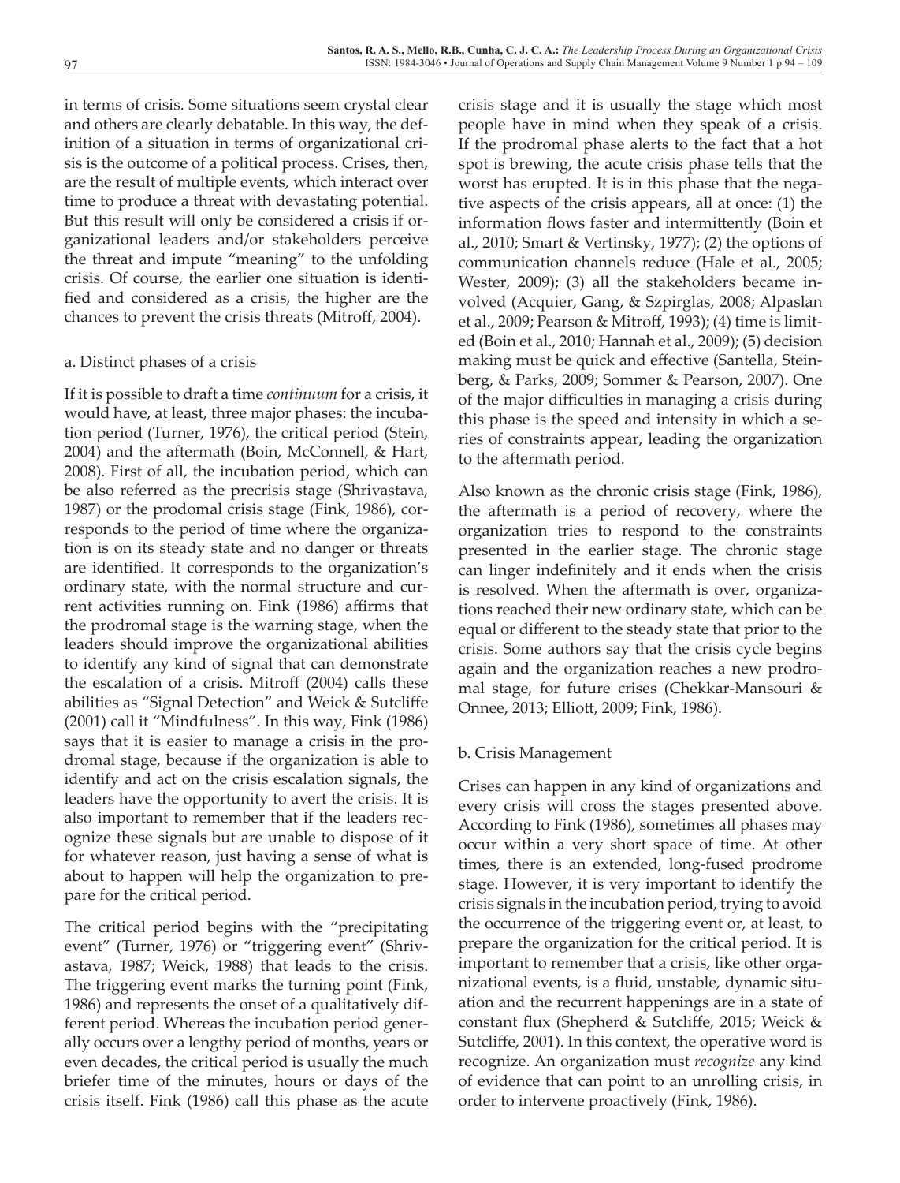in terms of crisis. Some situations seem crystal clear and others are clearly debatable. In this way, the definition of a situation in terms of organizational crisis is the outcome of a political process. Crises, then, are the result of multiple events, which interact over time to produce a threat with devastating potential. But this result will only be considered a crisis if organizational leaders and/or stakeholders perceive the threat and impute "meaning" to the unfolding crisis. Of course, the earlier one situation is identified and considered as a crisis, the higher are the chances to prevent the crisis threats (Mitroff, 2004).

a. Distinct phases of a crisis

If it is possible to draft a time *continuum* for a crisis, it would have, at least, three major phases: the incubation period (Turner, 1976), the critical period (Stein, 2004) and the aftermath (Boin, McConnell, & Hart, 2008). First of all, the incubation period, which can be also referred as the precrisis stage (Shrivastava, 1987) or the prodomal crisis stage (Fink, 1986), corresponds to the period of time where the organization is on its steady state and no danger or threats are identified. It corresponds to the organization's ordinary state, with the normal structure and current activities running on. Fink (1986) affirms that the prodromal stage is the warning stage, when the leaders should improve the organizational abilities to identify any kind of signal that can demonstrate the escalation of a crisis. Mitroff (2004) calls these abilities as "Signal Detection" and Weick & Sutcliffe (2001) call it "Mindfulness". In this way, Fink (1986) says that it is easier to manage a crisis in the prodromal stage, because if the organization is able to identify and act on the crisis escalation signals, the leaders have the opportunity to avert the crisis. It is also important to remember that if the leaders recognize these signals but are unable to dispose of it for whatever reason, just having a sense of what is about to happen will help the organization to prepare for the critical period.

The critical period begins with the "precipitating event" (Turner, 1976) or "triggering event" (Shrivastava, 1987; Weick, 1988) that leads to the crisis. The triggering event marks the turning point (Fink, 1986) and represents the onset of a qualitatively different period. Whereas the incubation period generally occurs over a lengthy period of months, years or even decades, the critical period is usually the much briefer time of the minutes, hours or days of the crisis itself. Fink (1986) call this phase as the acute crisis stage and it is usually the stage which most people have in mind when they speak of a crisis. If the prodromal phase alerts to the fact that a hot spot is brewing, the acute crisis phase tells that the worst has erupted. It is in this phase that the negative aspects of the crisis appears, all at once: (1) the information flows faster and intermittently (Boin et al., 2010; Smart & Vertinsky, 1977); (2) the options of communication channels reduce (Hale et al., 2005; Wester, 2009); (3) all the stakeholders became involved (Acquier, Gang, & Szpirglas, 2008; Alpaslan et al., 2009; Pearson & Mitroff, 1993); (4) time is limited (Boin et al., 2010; Hannah et al., 2009); (5) decision making must be quick and effective (Santella, Steinberg, & Parks, 2009; Sommer & Pearson, 2007). One of the major difficulties in managing a crisis during this phase is the speed and intensity in which a series of constraints appear, leading the organization to the aftermath period.

Also known as the chronic crisis stage (Fink, 1986), the aftermath is a period of recovery, where the organization tries to respond to the constraints presented in the earlier stage. The chronic stage can linger indefinitely and it ends when the crisis is resolved. When the aftermath is over, organizations reached their new ordinary state, which can be equal or different to the steady state that prior to the crisis. Some authors say that the crisis cycle begins again and the organization reaches a new prodromal stage, for future crises (Chekkar-Mansouri & Onnee, 2013; Elliott, 2009; Fink, 1986).

b. Crisis Management

Crises can happen in any kind of organizations and every crisis will cross the stages presented above. According to Fink (1986), sometimes all phases may occur within a very short space of time. At other times, there is an extended, long-fused prodrome stage. However, it is very important to identify the crisis signals in the incubation period, trying to avoid the occurrence of the triggering event or, at least, to prepare the organization for the critical period. It is important to remember that a crisis, like other organizational events, is a fluid, unstable, dynamic situation and the recurrent happenings are in a state of constant flux (Shepherd & Sutcliffe, 2015; Weick & Sutcliffe, 2001). In this context, the operative word is recognize. An organization must *recognize* any kind of evidence that can point to an unrolling crisis, in order to intervene proactively (Fink, 1986).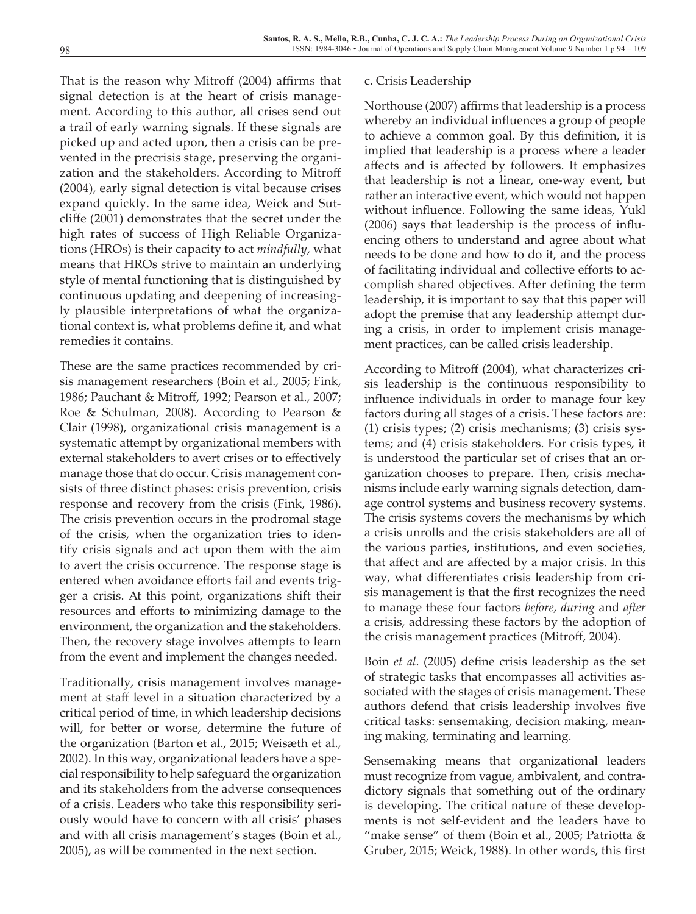That is the reason why Mitroff (2004) affirms that signal detection is at the heart of crisis management. According to this author, all crises send out a trail of early warning signals. If these signals are picked up and acted upon, then a crisis can be prevented in the precrisis stage, preserving the organization and the stakeholders. According to Mitroff (2004), early signal detection is vital because crises expand quickly. In the same idea, Weick and Sutcliffe (2001) demonstrates that the secret under the high rates of success of High Reliable Organizations (HROs) is their capacity to act *mindfully*, what means that HROs strive to maintain an underlying style of mental functioning that is distinguished by continuous updating and deepening of increasingly plausible interpretations of what the organizational context is, what problems define it, and what remedies it contains.

These are the same practices recommended by crisis management researchers (Boin et al., 2005; Fink, 1986; Pauchant & Mitroff, 1992; Pearson et al., 2007; Roe & Schulman, 2008). According to Pearson & Clair (1998), organizational crisis management is a systematic attempt by organizational members with external stakeholders to avert crises or to effectively manage those that do occur. Crisis management consists of three distinct phases: crisis prevention, crisis response and recovery from the crisis (Fink, 1986). The crisis prevention occurs in the prodromal stage of the crisis, when the organization tries to identify crisis signals and act upon them with the aim to avert the crisis occurrence. The response stage is entered when avoidance efforts fail and events trigger a crisis. At this point, organizations shift their resources and efforts to minimizing damage to the environment, the organization and the stakeholders. Then, the recovery stage involves attempts to learn from the event and implement the changes needed.

Traditionally, crisis management involves management at staff level in a situation characterized by a critical period of time, in which leadership decisions will, for better or worse, determine the future of the organization (Barton et al., 2015; Weisæth et al., 2002). In this way, organizational leaders have a special responsibility to help safeguard the organization and its stakeholders from the adverse consequences of a crisis. Leaders who take this responsibility seriously would have to concern with all crisis' phases and with all crisis management's stages (Boin et al., 2005), as will be commented in the next section.

c. Crisis Leadership

Northouse (2007) affirms that leadership is a process whereby an individual influences a group of people to achieve a common goal. By this definition, it is implied that leadership is a process where a leader affects and is affected by followers. It emphasizes that leadership is not a linear, one-way event, but rather an interactive event, which would not happen without influence. Following the same ideas, Yukl (2006) says that leadership is the process of influencing others to understand and agree about what needs to be done and how to do it, and the process of facilitating individual and collective efforts to accomplish shared objectives. After defining the term leadership, it is important to say that this paper will adopt the premise that any leadership attempt during a crisis, in order to implement crisis management practices, can be called crisis leadership.

According to Mitroff (2004), what characterizes crisis leadership is the continuous responsibility to influence individuals in order to manage four key factors during all stages of a crisis. These factors are: (1) crisis types; (2) crisis mechanisms; (3) crisis systems; and (4) crisis stakeholders. For crisis types, it is understood the particular set of crises that an organization chooses to prepare. Then, crisis mechanisms include early warning signals detection, damage control systems and business recovery systems. The crisis systems covers the mechanisms by which a crisis unrolls and the crisis stakeholders are all of the various parties, institutions, and even societies, that affect and are affected by a major crisis. In this way, what differentiates crisis leadership from crisis management is that the first recognizes the need to manage these four factors *before*, *during* and *after* a crisis, addressing these factors by the adoption of the crisis management practices (Mitroff, 2004).

Boin *et al*. (2005) define crisis leadership as the set of strategic tasks that encompasses all activities associated with the stages of crisis management. These authors defend that crisis leadership involves five critical tasks: sensemaking, decision making, meaning making, terminating and learning.

Sensemaking means that organizational leaders must recognize from vague, ambivalent, and contradictory signals that something out of the ordinary is developing. The critical nature of these developments is not self-evident and the leaders have to "make sense" of them (Boin et al., 2005; Patriotta & Gruber, 2015; Weick, 1988). In other words, this first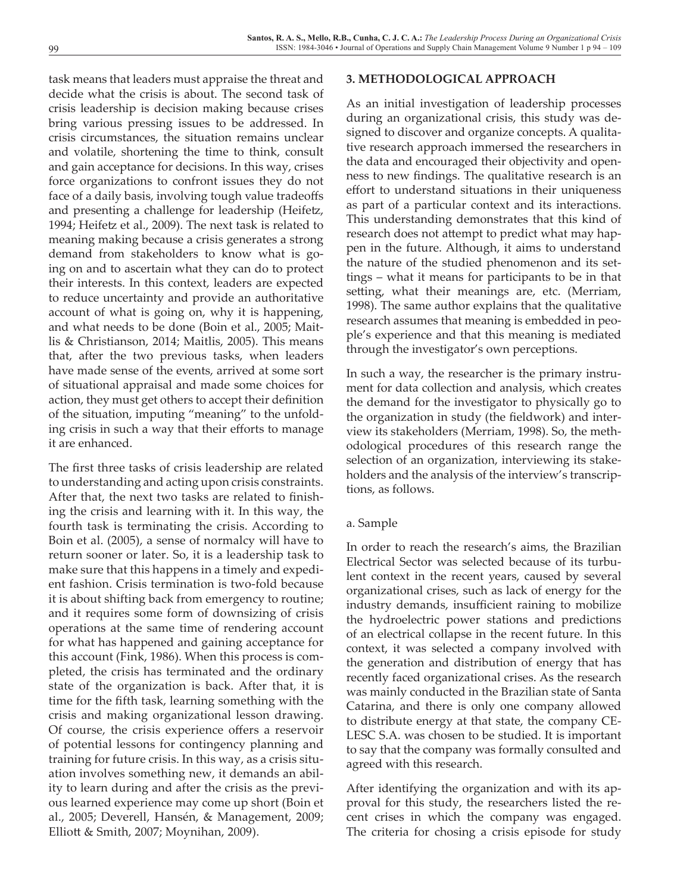task means that leaders must appraise the threat and decide what the crisis is about. The second task of crisis leadership is decision making because crises bring various pressing issues to be addressed. In crisis circumstances, the situation remains unclear and volatile, shortening the time to think, consult and gain acceptance for decisions. In this way, crises force organizations to confront issues they do not face of a daily basis, involving tough value tradeoffs and presenting a challenge for leadership (Heifetz, 1994; Heifetz et al., 2009). The next task is related to meaning making because a crisis generates a strong demand from stakeholders to know what is going on and to ascertain what they can do to protect their interests. In this context, leaders are expected to reduce uncertainty and provide an authoritative account of what is going on, why it is happening, and what needs to be done (Boin et al., 2005; Maitlis & Christianson, 2014; Maitlis, 2005). This means that, after the two previous tasks, when leaders have made sense of the events, arrived at some sort of situational appraisal and made some choices for action, they must get others to accept their definition of the situation, imputing "meaning" to the unfolding crisis in such a way that their efforts to manage it are enhanced.

The first three tasks of crisis leadership are related to understanding and acting upon crisis constraints. After that, the next two tasks are related to finishing the crisis and learning with it. In this way, the fourth task is terminating the crisis. According to Boin et al. (2005), a sense of normalcy will have to return sooner or later. So, it is a leadership task to make sure that this happens in a timely and expedient fashion. Crisis termination is two-fold because it is about shifting back from emergency to routine; and it requires some form of downsizing of crisis operations at the same time of rendering account for what has happened and gaining acceptance for this account (Fink, 1986). When this process is completed, the crisis has terminated and the ordinary state of the organization is back. After that, it is time for the fifth task, learning something with the crisis and making organizational lesson drawing. Of course, the crisis experience offers a reservoir of potential lessons for contingency planning and training for future crisis. In this way, as a crisis situation involves something new, it demands an ability to learn during and after the crisis as the previous learned experience may come up short (Boin et al., 2005; Deverell, Hansén, & Management, 2009; Elliott & Smith, 2007; Moynihan, 2009).

## 3. METHODOLOGICAL APPROACH

As an initial investigation of leadership processes during an organizational crisis, this study was designed to discover and organize concepts. A qualitative research approach immersed the researchers in the data and encouraged their objectivity and openness to new findings. The qualitative research is an effort to understand situations in their uniqueness as part of a particular context and its interactions. This understanding demonstrates that this kind of research does not attempt to predict what may happen in the future. Although, it aims to understand the nature of the studied phenomenon and its settings – what it means for participants to be in that setting, what their meanings are, etc. (Merriam, 1998). The same author explains that the qualitative research assumes that meaning is embedded in people's experience and that this meaning is mediated through the investigator's own perceptions.

In such a way, the researcher is the primary instrument for data collection and analysis, which creates the demand for the investigator to physically go to the organization in study (the fieldwork) and interview its stakeholders (Merriam, 1998). So, the methodological procedures of this research range the selection of an organization, interviewing its stakeholders and the analysis of the interview's transcriptions, as follows.

### a. Sample

In order to reach the research's aims, the Brazilian Electrical Sector was selected because of its turbulent context in the recent years, caused by several organizational crises, such as lack of energy for the industry demands, insufficient raining to mobilize the hydroelectric power stations and predictions of an electrical collapse in the recent future. In this context, it was selected a company involved with the generation and distribution of energy that has recently faced organizational crises. As the research was mainly conducted in the Brazilian state of Santa Catarina, and there is only one company allowed to distribute energy at that state, the company CELESC S.A. was chosen to be studied. It is important to say that the company was formally consulted and agreed with this research.

After identifying the organization and with its approval for this study, the researchers listed the recent crises in which the company was engaged. The criteria for chosing a crisis episode for study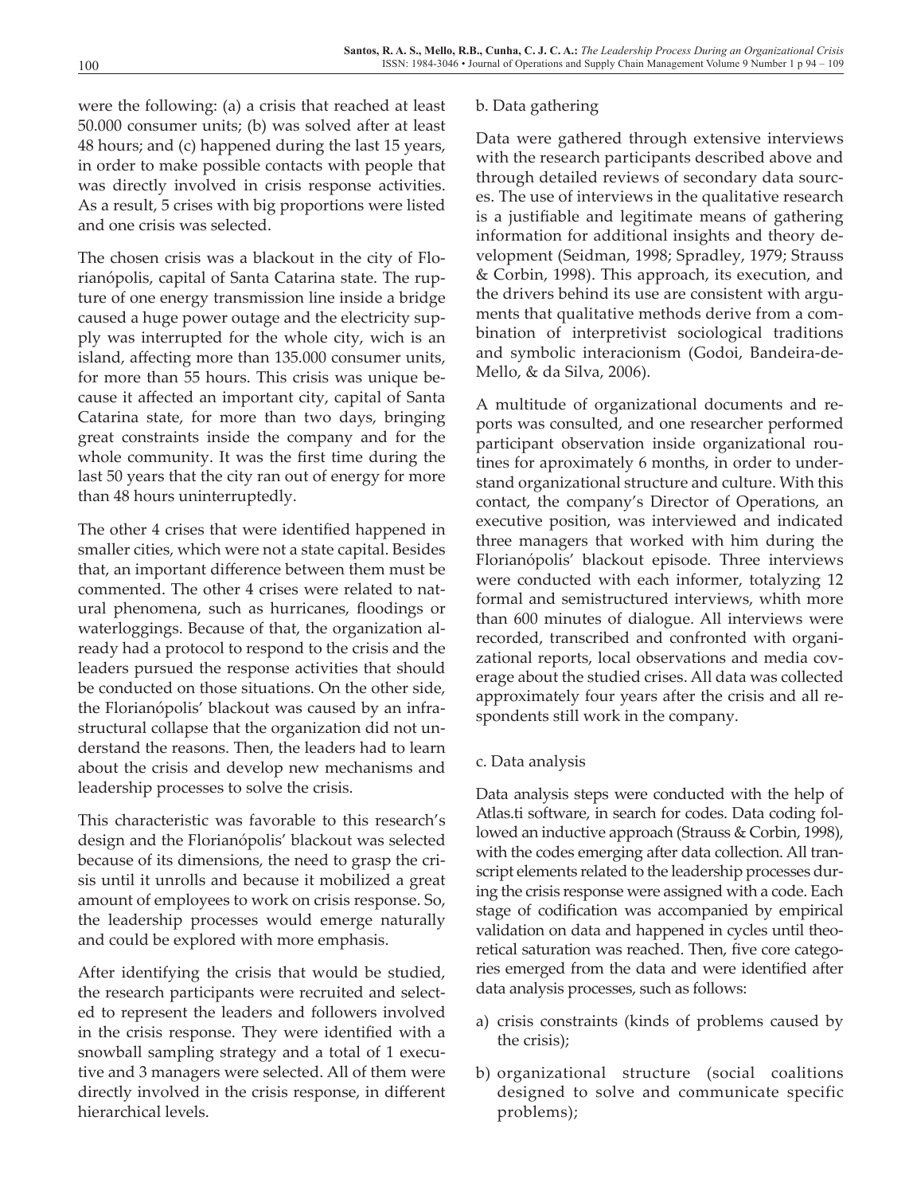were the following: (a) a crisis that reached at least 50.000 consumer units; (b) was solved after at least 48 hours; and (c) happened during the last 15 years, in order to make possible contacts with people that was directly involved in crisis response activities. As a result, 5 crises with big proportions were listed and one crisis was selected.

The chosen crisis was a blackout in the city of Florianópolis, capital of Santa Catarina state. The rupture of one energy transmission line inside a bridge caused a huge power outage and the electricity supply was interrupted for the whole city, wich is an island, affecting more than 135.000 consumer units, for more than 55 hours. This crisis was unique because it affected an important city, capital of Santa Catarina state, for more than two days, bringing great constraints inside the company and for the whole community. It was the first time during the last 50 years that the city ran out of energy for more than 48 hours uninterruptedly.

The other 4 crises that were identified happened in smaller cities, which were not a state capital. Besides that, an important difference between them must be commented. The other 4 crises were related to natural phenomena, such as hurricanes, floodings or waterloggings. Because of that, the organization already had a protocol to respond to the crisis and the leaders pursued the response activities that should be conducted on those situations. On the other side, the Florianópolis' blackout was caused by an infrastructural collapse that the organization did not understand the reasons. Then, the leaders had to learn about the crisis and develop new mechanisms and leadership processes to solve the crisis.

This characteristic was favorable to this research's design and the Florianópolis' blackout was selected because of its dimensions, the need to grasp the crisis until it unrolls and because it mobilized a great amount of employees to work on crisis response. So, the leadership processes would emerge naturally and could be explored with more emphasis.

After identifying the crisis that would be studied, the research participants were recruited and selected to represent the leaders and followers involved in the crisis response. They were identified with a snowball sampling strategy and a total of 1 executive and 3 managers were selected. All of them were directly involved in the crisis response, in different hierarchical levels.

b. Data gathering

Data were gathered through extensive interviews with the research participants described above and through detailed reviews of secondary data sources. The use of interviews in the qualitative research is a justifiable and legitimate means of gathering information for additional insights and theory development (Seidman, 1998; Spradley, 1979; Strauss & Corbin, 1998). This approach, its execution, and the drivers behind its use are consistent with arguments that qualitative methods derive from a combination of interpretivist sociological traditions and symbolic interacionism (Godoi, Bandeira-de-Mello, & da Silva, 2006).

A multitude of organizational documents and reports was consulted, and one researcher performed participant observation inside organizational routines for aproximately 6 months, in order to understand organizational structure and culture. With this contact, the company's Director of Operations, an executive position, was interviewed and indicated three managers that worked with him during the Florianópolis' blackout episode. Three interviews were conducted with each informer, totalyzing 12 formal and semistructured interviews, whith more than 600 minutes of dialogue. All interviews were recorded, transcribed and confronted with organizational reports, local observations and media coverage about the studied crises. All data was collected approximately four years after the crisis and all respondents still work in the company.

c. Data analysis

Data analysis steps were conducted with the help of Atlas.ti software, in search for codes. Data coding followed an inductive approach (Strauss & Corbin, 1998), with the codes emerging after data collection. All transcript elements related to the leadership processes during the crisis response were assigned with a code. Each stage of codification was accompanied by empirical validation on data and happened in cycles until theoretical saturation was reached. Then, five core categories emerged from the data and were identified after data analysis processes, such as follows:

a) crisis constraints (kinds of problems caused by the crisis);

b) organizational structure (social coalitions designed to solve and communicate specific problems);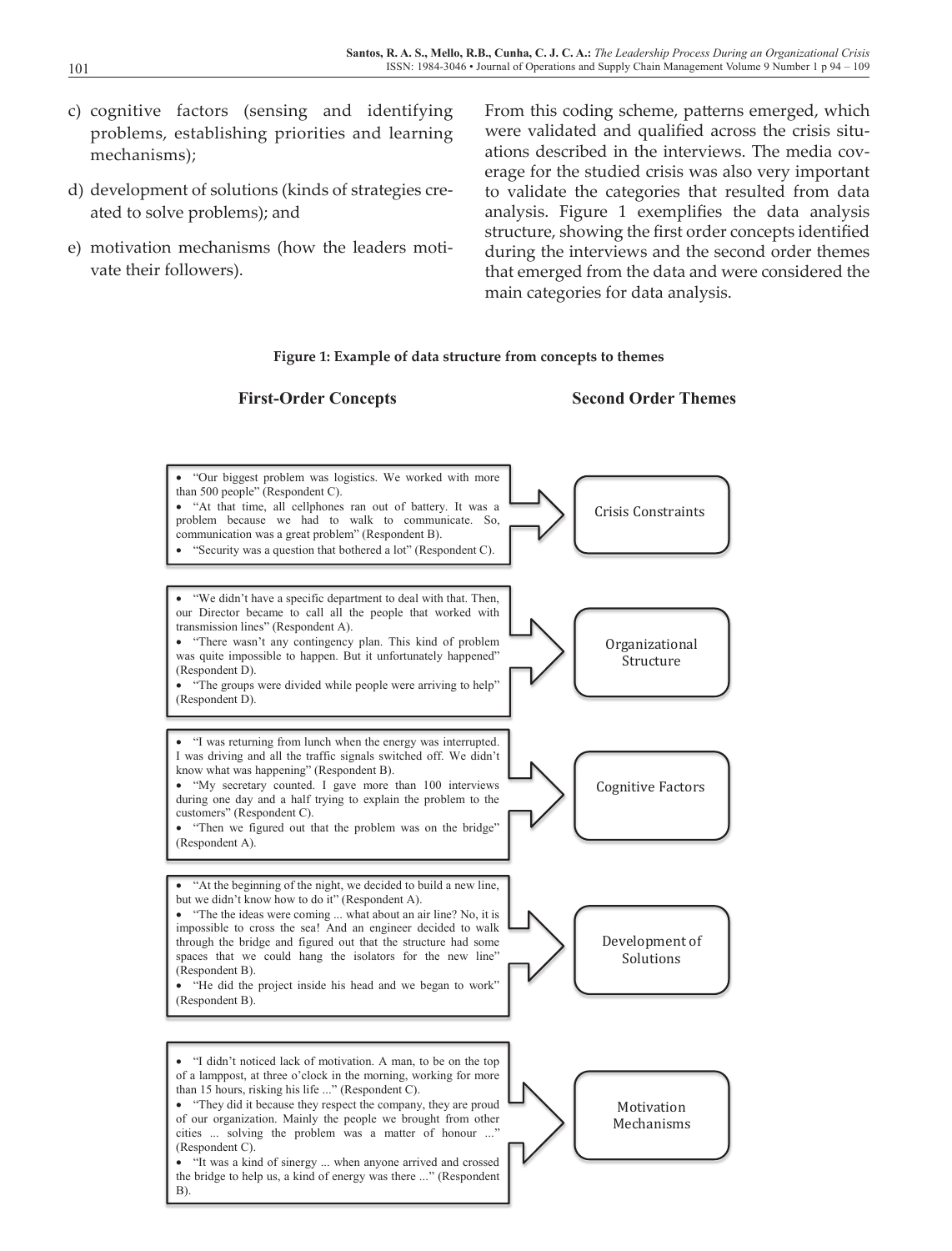c) cognitive factors (sensing and identifying problems, establishing priorities and learning mechanisms);

d) development of solutions (kinds of strategies created to solve problems); and

e) motivation mechanisms (how the leaders motivate their followers).

From this coding scheme, patterns emerged, which were validated and qualified across the crisis situations described in the interviews. The media coverage for the studied crisis was also very important to validate the categories that resulted from data analysis. Figure 1 exemplifies the data analysis structure, showing the first order concepts identified during the interviews and the second order themes that emerged from the data and were considered the main categories for data analysis.

**Figure 1: Example of data structure from concepts to themes**

| First-Order Concepts | Second Order Themes |
| --- | --- |
| • "Our biggest problem was logistics. We worked with more than 500 people" (Respondent C).<br>• "At that time, all cellphones ran out of battery. It was a problem because we had to walk to communicate. So, communication was a great problem" (Respondent B).<br>• "Security was a question that bothered a lot" (Respondent C). | Crisis Constraints |
| • "We didn't have a specific department to deal with that. Then, our Director became to call all the people that worked with transmission lines" (Respondent A).<br>• "There wasn't any contingency plan. This kind of problem was quite impossible to happen. But it unfortunately happened" (Respondent D).<br>• "The groups were divided while people were arriving to help" (Respondent D). | Organizational Structure |
| • "I was returning from lunch when the energy was interrupted. I was driving and all the traffic signals switched off. We didn't know what was happening" (Respondent B).<br>• "My secretary counted. I gave more than 100 interviews during one day and a half trying to explain the problem to the customers" (Respondent C).<br>• "Then we figured out that the problem was on the bridge" (Respondent A). | Cognitive Factors |
| • "At the beginning of the night, we decided to build a new line, but we didn't know how to do it" (Respondent A).<br>• "The the ideas were coming ... what about an air line? No, it is impossible to cross the sea! And an engineer decided to walk through the bridge and figured out that the structure had some spaces that we could hang the isolators for the new line" (Respondent B).<br>• "He did the project inside his head and we began to work" (Respondent B). | Development of Solutions |
| • "I didn't noticed lack of motivation. A man, to be on the top of a lamppost, at three o'clock in the morning, working for more than 15 hours, risking his life ..." (Respondent C).<br>• "They did it because they respect the company, they are proud of our organization. Mainly the people we brought from other cities ... solving the problem was a matter of honour ..." (Respondent C).<br>• "It was a kind of sinergy ... when anyone arrived and crossed the bridge to help us, a kind of energy was there ..." (Respondent B). | Motivation Mechanisms |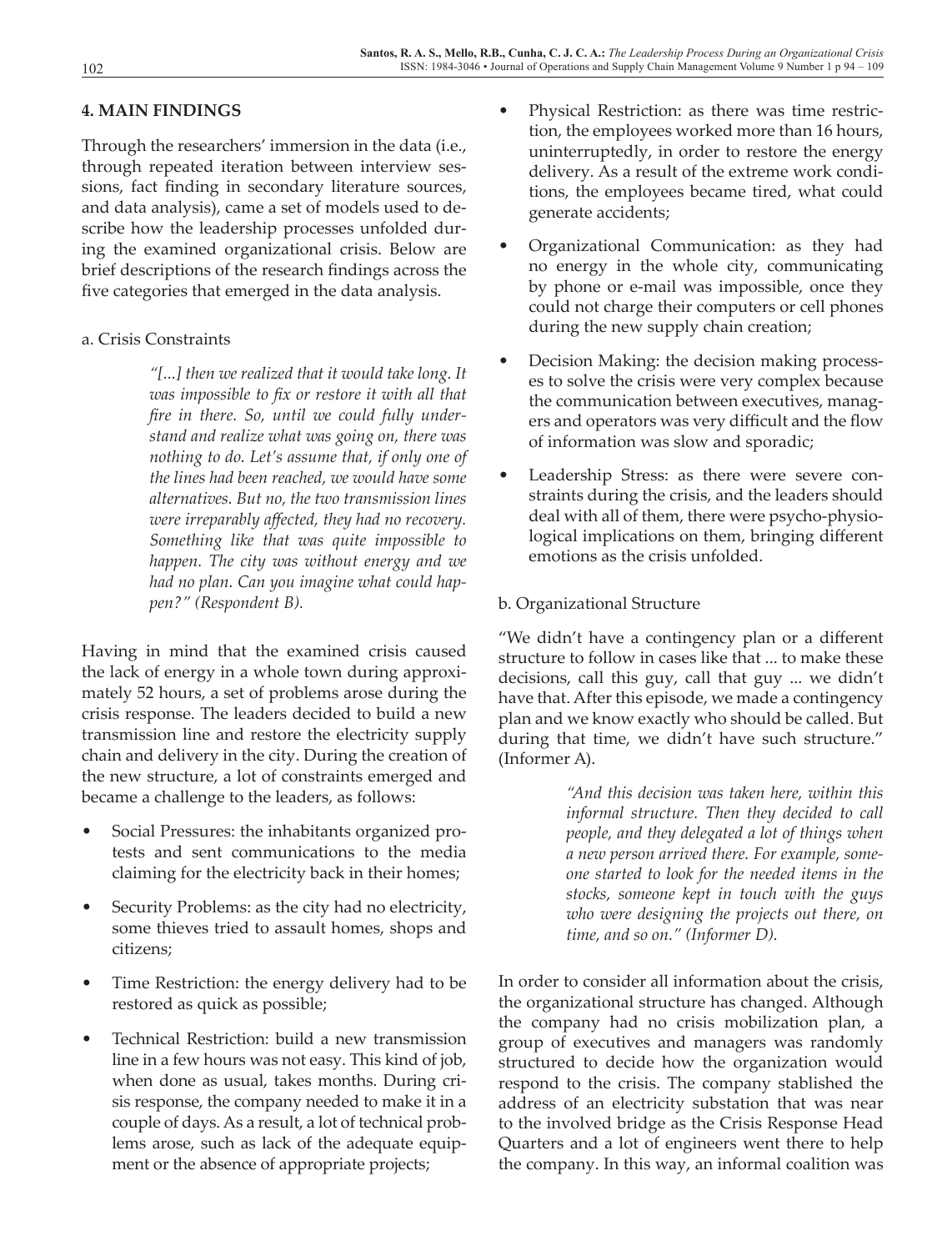## 4. MAIN FINDINGS

Through the researchers' immersion in the data (i.e., through repeated iteration between interview sessions, fact finding in secondary literature sources, and data analysis), came a set of models used to describe how the leadership processes unfolded during the examined organizational crisis. Below are brief descriptions of the research findings across the five categories that emerged in the data analysis.

### a. Crisis Constraints

> *"[...] then we realized that it would take long. It was impossible to fix or restore it with all that fire in there. So, until we could fully understand and realize what was going on, there was nothing to do. Let's assume that, if only one of the lines had been reached, we would have some alternatives. But no, the two transmission lines were irreparably affected, they had no recovery. Something like that was quite impossible to happen. The city was without energy and we had no plan. Can you imagine what could happen?" (Respondent B).*

Having in mind that the examined crisis caused the lack of energy in a whole town during approximately 52 hours, a set of problems arose during the crisis response. The leaders decided to build a new transmission line and restore the electricity supply chain and delivery in the city. During the creation of the new structure, a lot of constraints emerged and became a challenge to the leaders, as follows:

- Social Pressures: the inhabitants organized protests and sent communications to the media claiming for the electricity back in their homes;
- Security Problems: as the city had no electricity, some thieves tried to assault homes, shops and citizens;
- Time Restriction: the energy delivery had to be restored as quick as possible;
- Technical Restriction: build a new transmission line in a few hours was not easy. This kind of job, when done as usual, takes months. During crisis response, the company needed to make it in a couple of days. As a result, a lot of technical problems arose, such as lack of the adequate equipment or the absence of appropriate projects;
- Physical Restriction: as there was time restriction, the employees worked more than 16 hours, uninterruptedly, in order to restore the energy delivery. As a result of the extreme work conditions, the employees became tired, what could generate accidents;
- Organizational Communication: as they had no energy in the whole city, communicating by phone or e-mail was impossible, once they could not charge their computers or cell phones during the new supply chain creation;
- Decision Making: the decision making processes to solve the crisis were very complex because the communication between executives, managers and operators was very difficult and the flow of information was slow and sporadic;
- Leadership Stress: as there were severe constraints during the crisis, and the leaders should deal with all of them, there were psycho-physiological implications on them, bringing different emotions as the crisis unfolded.

### b. Organizational Structure

"We didn't have a contingency plan or a different structure to follow in cases like that ... to make these decisions, call this guy, call that guy ... we didn't have that. After this episode, we made a contingency plan and we know exactly who should be called. But during that time, we didn't have such structure." (Informer A).

> *"And this decision was taken here, within this informal structure. Then they decided to call people, and they delegated a lot of things when a new person arrived there. For example, someone started to look for the needed items in the stocks, someone kept in touch with the guys who were designing the projects out there, on time, and so on." (Informer D).*

In order to consider all information about the crisis, the organizational structure has changed. Although the company had no crisis mobilization plan, a group of executives and managers was randomly structured to decide how the organization would respond to the crisis. The company stablished the address of an electricity substation that was near to the involved bridge as the Crisis Response Head Quarters and a lot of engineers went there to help the company. In this way, an informal coalition was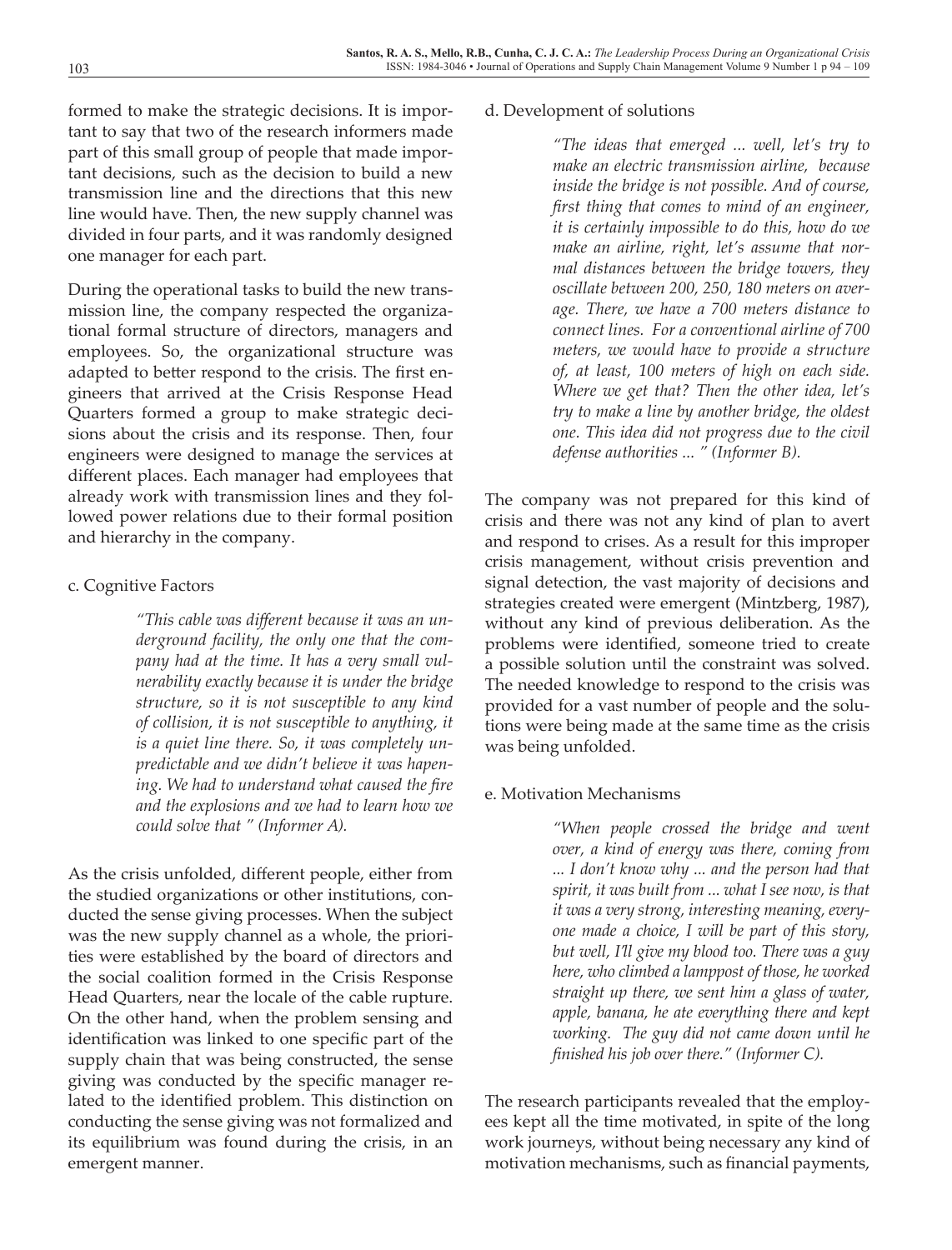formed to make the strategic decisions. It is important to say that two of the research informers made part of this small group of people that made important decisions, such as the decision to build a new transmission line and the directions that this new line would have. Then, the new supply channel was divided in four parts, and it was randomly designed one manager for each part.

During the operational tasks to build the new transmission line, the company respected the organizational formal structure of directors, managers and employees. So, the organizational structure was adapted to better respond to the crisis. The first engineers that arrived at the Crisis Response Head Quarters formed a group to make strategic decisions about the crisis and its response. Then, four engineers were designed to manage the services at different places. Each manager had employees that already work with transmission lines and they followed power relations due to their formal position and hierarchy in the company.

c. Cognitive Factors

> *"This cable was different because it was an underground facility, the only one that the company had at the time. It has a very small vulnerability exactly because it is under the bridge structure, so it is not susceptible to any kind of collision, it is not susceptible to anything, it is a quiet line there. So, it was completely unpredictable and we didn't believe it was hapening. We had to understand what caused the fire and the explosions and we had to learn how we could solve that " (Informer A).*

As the crisis unfolded, different people, either from the studied organizations or other institutions, conducted the sense giving processes. When the subject was the new supply channel as a whole, the priorities were established by the board of directors and the social coalition formed in the Crisis Response Head Quarters, near the locale of the cable rupture. On the other hand, when the problem sensing and identification was linked to one specific part of the supply chain that was being constructed, the sense giving was conducted by the specific manager related to the identified problem. This distinction on conducting the sense giving was not formalized and its equilibrium was found during the crisis, in an emergent manner.

d. Development of solutions

> *"The ideas that emerged ... well, let's try to make an electric transmission airline, because inside the bridge is not possible. And of course, first thing that comes to mind of an engineer, it is certainly impossible to do this, how do we make an airline, right, let's assume that normal distances between the bridge towers, they oscillate between 200, 250, 180 meters on average. There, we have a 700 meters distance to connect lines. For a conventional airline of 700 meters, we would have to provide a structure of, at least, 100 meters of high on each side. Where we get that? Then the other idea, let's try to make a line by another bridge, the oldest one. This idea did not progress due to the civil defense authorities ... " (Informer B).*

The company was not prepared for this kind of crisis and there was not any kind of plan to avert and respond to crises. As a result for this improper crisis management, without crisis prevention and signal detection, the vast majority of decisions and strategies created were emergent (Mintzberg, 1987), without any kind of previous deliberation. As the problems were identified, someone tried to create a possible solution until the constraint was solved. The needed knowledge to respond to the crisis was provided for a vast number of people and the solutions were being made at the same time as the crisis was being unfolded.

e. Motivation Mechanisms

> *"When people crossed the bridge and went over, a kind of energy was there, coming from ... I don't know why ... and the person had that spirit, it was built from ... what I see now, is that it was a very strong, interesting meaning, everyone made a choice, I will be part of this story, but well, I'll give my blood too. There was a guy here, who climbed a lamppost of those, he worked straight up there, we sent him a glass of water, apple, banana, he ate everything there and kept working. The guy did not came down until he finished his job over there." (Informer C).*

The research participants revealed that the employees kept all the time motivated, in spite of the long work journeys, without being necessary any kind of motivation mechanisms, such as financial payments,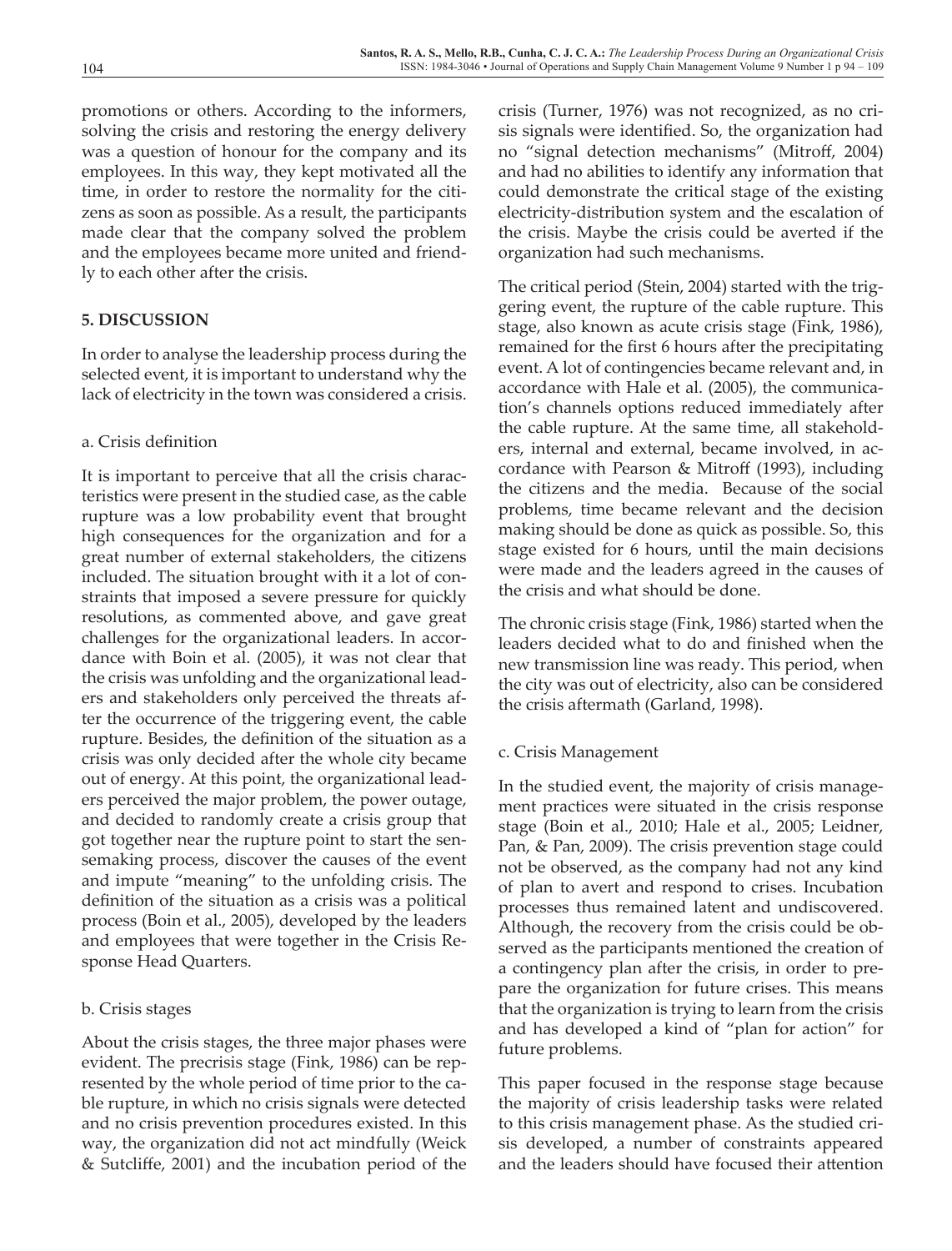promotions or others. According to the informers, solving the crisis and restoring the energy delivery was a question of honour for the company and its employees. In this way, they kept motivated all the time, in order to restore the normality for the citizens as soon as possible. As a result, the participants made clear that the company solved the problem and the employees became more united and friendly to each other after the crisis.

## 5. DISCUSSION

In order to analyse the leadership process during the selected event, it is important to understand why the lack of electricity in the town was considered a crisis.

### a. Crisis definition

It is important to perceive that all the crisis characteristics were present in the studied case, as the cable rupture was a low probability event that brought high consequences for the organization and for a great number of external stakeholders, the citizens included. The situation brought with it a lot of constraints that imposed a severe pressure for quickly resolutions, as commented above, and gave great challenges for the organizational leaders. In accordance with Boin et al. (2005), it was not clear that the crisis was unfolding and the organizational leaders and stakeholders only perceived the threats after the occurrence of the triggering event, the cable rupture. Besides, the definition of the situation as a crisis was only decided after the whole city became out of energy. At this point, the organizational leaders perceived the major problem, the power outage, and decided to randomly create a crisis group that got together near the rupture point to start the sensemaking process, discover the causes of the event and impute "meaning" to the unfolding crisis. The definition of the situation as a crisis was a political process (Boin et al., 2005), developed by the leaders and employees that were together in the Crisis Response Head Quarters.

### b. Crisis stages

About the crisis stages, the three major phases were evident. The precrisis stage (Fink, 1986) can be represented by the whole period of time prior to the cable rupture, in which no crisis signals were detected and no crisis prevention procedures existed. In this way, the organization did not act mindfully (Weick & Sutcliffe, 2001) and the incubation period of the crisis (Turner, 1976) was not recognized, as no crisis signals were identified. So, the organization had no "signal detection mechanisms" (Mitroff, 2004) and had no abilities to identify any information that could demonstrate the critical stage of the existing electricity-distribution system and the escalation of the crisis. Maybe the crisis could be averted if the organization had such mechanisms.

The critical period (Stein, 2004) started with the triggering event, the rupture of the cable rupture. This stage, also known as acute crisis stage (Fink, 1986), remained for the first 6 hours after the precipitating event. A lot of contingencies became relevant and, in accordance with Hale et al. (2005), the communication's channels options reduced immediately after the cable rupture. At the same time, all stakeholders, internal and external, became involved, in accordance with Pearson & Mitroff (1993), including the citizens and the media. Because of the social problems, time became relevant and the decision making should be done as quick as possible. So, this stage existed for 6 hours, until the main decisions were made and the leaders agreed in the causes of the crisis and what should be done.

The chronic crisis stage (Fink, 1986) started when the leaders decided what to do and finished when the new transmission line was ready. This period, when the city was out of electricity, also can be considered the crisis aftermath (Garland, 1998).

### c. Crisis Management

In the studied event, the majority of crisis management practices were situated in the crisis response stage (Boin et al., 2010; Hale et al., 2005; Leidner, Pan, & Pan, 2009). The crisis prevention stage could not be observed, as the company had not any kind of plan to avert and respond to crises. Incubation processes thus remained latent and undiscovered. Although, the recovery from the crisis could be observed as the participants mentioned the creation of a contingency plan after the crisis, in order to prepare the organization for future crises. This means that the organization is trying to learn from the crisis and has developed a kind of "plan for action" for future problems.

This paper focused in the response stage because the majority of crisis leadership tasks were related to this crisis management phase. As the studied crisis developed, a number of constraints appeared and the leaders should have focused their attention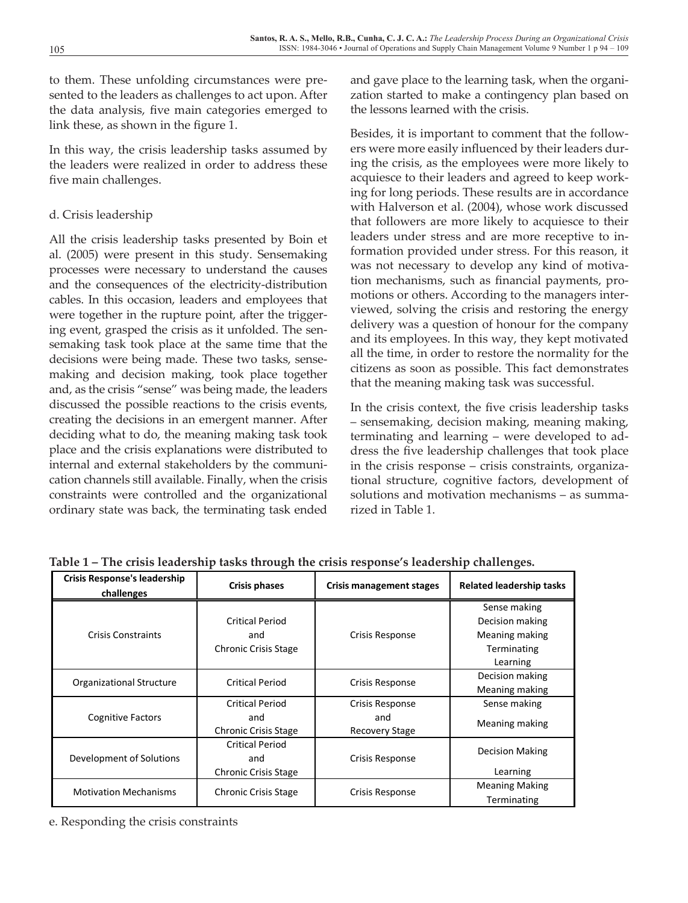to them. These unfolding circumstances were presented to the leaders as challenges to act upon. After the data analysis, five main categories emerged to link these, as shown in the figure 1.

In this way, the crisis leadership tasks assumed by the leaders were realized in order to address these five main challenges.

### d. Crisis leadership

All the crisis leadership tasks presented by Boin et al. (2005) were present in this study. Sensemaking processes were necessary to understand the causes and the consequences of the electricity-distribution cables. In this occasion, leaders and employees that were together in the rupture point, after the triggering event, grasped the crisis as it unfolded. The sensemaking task took place at the same time that the decisions were being made. These two tasks, sensemaking and decision making, took place together and, as the crisis "sense" was being made, the leaders discussed the possible reactions to the crisis events, creating the decisions in an emergent manner. After deciding what to do, the meaning making task took place and the crisis explanations were distributed to internal and external stakeholders by the communication channels still available. Finally, when the crisis constraints were controlled and the organizational ordinary state was back, the terminating task ended and gave place to the learning task, when the organization started to make a contingency plan based on the lessons learned with the crisis.

Besides, it is important to comment that the followers were more easily influenced by their leaders during the crisis, as the employees were more likely to acquiesce to their leaders and agreed to keep working for long periods. These results are in accordance with Halverson et al. (2004), whose work discussed that followers are more likely to acquiesce to their leaders under stress and are more receptive to information provided under stress. For this reason, it was not necessary to develop any kind of motivation mechanisms, such as financial payments, promotions or others. According to the managers interviewed, solving the crisis and restoring the energy delivery was a question of honour for the company and its employees. In this way, they kept motivated all the time, in order to restore the normality for the citizens as soon as possible. This fact demonstrates that the meaning making task was successful.

In the crisis context, the five crisis leadership tasks – sensemaking, decision making, meaning making, terminating and learning – were developed to address the five leadership challenges that took place in the crisis response – crisis constraints, organizational structure, cognitive factors, development of solutions and motivation mechanisms – as summarized in Table 1.

**Table 1 – The crisis leadership tasks through the crisis response's leadership challenges.**

| Crisis Response's leadership challenges | Crisis phases | Crisis management stages | Related leadership tasks |
|---|---|---|---|
| Crisis Constraints | Critical Period and Chronic Crisis Stage | Crisis Response | Sense making<br>Decision making<br>Meaning making<br>Terminating<br>Learning |
| Organizational Structure | Critical Period | Crisis Response | Decision making<br>Meaning making |
| Cognitive Factors | Critical Period and Chronic Crisis Stage | Crisis Response and Recovery Stage | Sense making<br>Meaning making |
| Development of Solutions | Critical Period and Chronic Crisis Stage | Crisis Response | Decision Making<br>Learning |
| Motivation Mechanisms | Chronic Crisis Stage | Crisis Response | Meaning Making<br>Terminating |

### e. Responding the crisis constraints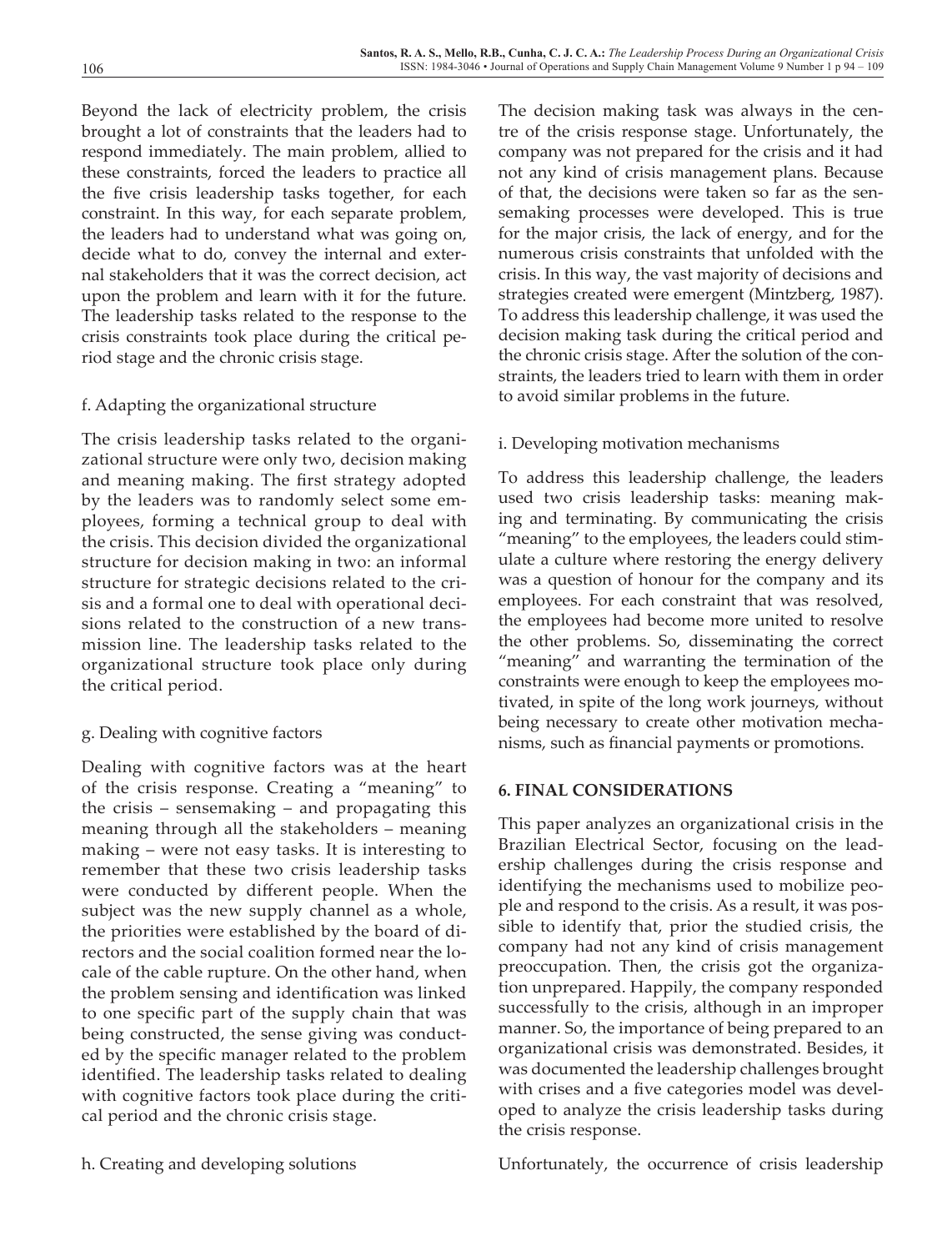Beyond the lack of electricity problem, the crisis brought a lot of constraints that the leaders had to respond immediately. The main problem, allied to these constraints, forced the leaders to practice all the five crisis leadership tasks together, for each constraint. In this way, for each separate problem, the leaders had to understand what was going on, decide what to do, convey the internal and external stakeholders that it was the correct decision, act upon the problem and learn with it for the future. The leadership tasks related to the response to the crisis constraints took place during the critical period stage and the chronic crisis stage.

### f. Adapting the organizational structure

The crisis leadership tasks related to the organizational structure were only two, decision making and meaning making. The first strategy adopted by the leaders was to randomly select some employees, forming a technical group to deal with the crisis. This decision divided the organizational structure for decision making in two: an informal structure for strategic decisions related to the crisis and a formal one to deal with operational decisions related to the construction of a new transmission line. The leadership tasks related to the organizational structure took place only during the critical period.

### g. Dealing with cognitive factors

Dealing with cognitive factors was at the heart of the crisis response. Creating a "meaning" to the crisis – sensemaking – and propagating this meaning through all the stakeholders – meaning making – were not easy tasks. It is interesting to remember that these two crisis leadership tasks were conducted by different people. When the subject was the new supply channel as a whole, the priorities were established by the board of directors and the social coalition formed near the locale of the cable rupture. On the other hand, when the problem sensing and identification was linked to one specific part of the supply chain that was being constructed, the sense giving was conducted by the specific manager related to the problem identified. The leadership tasks related to dealing with cognitive factors took place during the critical period and the chronic crisis stage.

### h. Creating and developing solutions

The decision making task was always in the centre of the crisis response stage. Unfortunately, the company was not prepared for the crisis and it had not any kind of crisis management plans. Because of that, the decisions were taken so far as the sensemaking processes were developed. This is true for the major crisis, the lack of energy, and for the numerous crisis constraints that unfolded with the crisis. In this way, the vast majority of decisions and strategies created were emergent (Mintzberg, 1987). To address this leadership challenge, it was used the decision making task during the critical period and the chronic crisis stage. After the solution of the constraints, the leaders tried to learn with them in order to avoid similar problems in the future.

### i. Developing motivation mechanisms

To address this leadership challenge, the leaders used two crisis leadership tasks: meaning making and terminating. By communicating the crisis "meaning" to the employees, the leaders could stimulate a culture where restoring the energy delivery was a question of honour for the company and its employees. For each constraint that was resolved, the employees had become more united to resolve the other problems. So, disseminating the correct "meaning" and warranting the termination of the constraints were enough to keep the employees motivated, in spite of the long work journeys, without being necessary to create other motivation mechanisms, such as financial payments or promotions.

## 6. FINAL CONSIDERATIONS

This paper analyzes an organizational crisis in the Brazilian Electrical Sector, focusing on the leadership challenges during the crisis response and identifying the mechanisms used to mobilize people and respond to the crisis. As a result, it was possible to identify that, prior the studied crisis, the company had not any kind of crisis management preoccupation. Then, the crisis got the organization unprepared. Happily, the company responded successfully to the crisis, although in an improper manner. So, the importance of being prepared to an organizational crisis was demonstrated. Besides, it was documented the leadership challenges brought with crises and a five categories model was developed to analyze the crisis leadership tasks during the crisis response.

Unfortunately, the occurrence of crisis leadership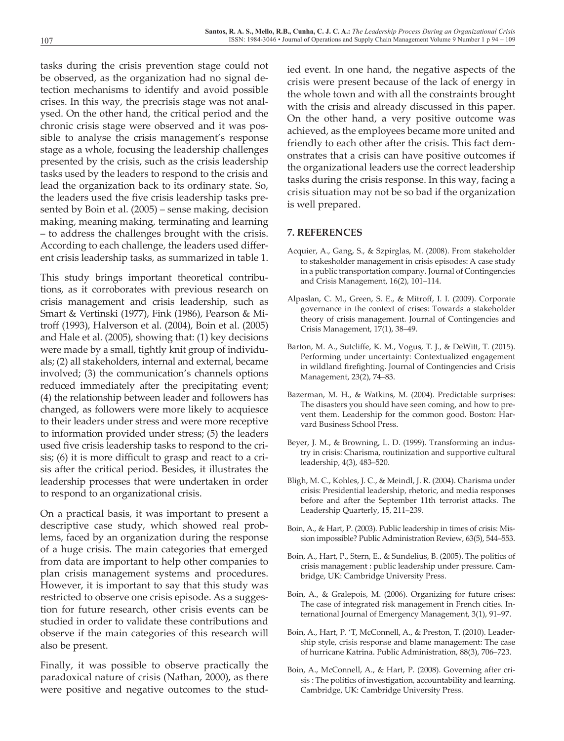tasks during the crisis prevention stage could not be observed, as the organization had no signal detection mechanisms to identify and avoid possible crises. In this way, the precrisis stage was not analysed. On the other hand, the critical period and the chronic crisis stage were observed and it was possible to analyse the crisis management's response stage as a whole, focusing the leadership challenges presented by the crisis, such as the crisis leadership tasks used by the leaders to respond to the crisis and lead the organization back to its ordinary state. So, the leaders used the five crisis leadership tasks presented by Boin et al. (2005) – sense making, decision making, meaning making, terminating and learning – to address the challenges brought with the crisis. According to each challenge, the leaders used different crisis leadership tasks, as summarized in table 1.

This study brings important theoretical contributions, as it corroborates with previous research on crisis management and crisis leadership, such as Smart & Vertinski (1977), Fink (1986), Pearson & Mitroff (1993), Halverson et al. (2004), Boin et al. (2005) and Hale et al. (2005), showing that: (1) key decisions were made by a small, tightly knit group of individuals; (2) all stakeholders, internal and external, became involved; (3) the communication's channels options reduced immediately after the precipitating event; (4) the relationship between leader and followers has changed, as followers were more likely to acquiesce to their leaders under stress and were more receptive to information provided under stress; (5) the leaders used five crisis leadership tasks to respond to the crisis; (6) it is more difficult to grasp and react to a crisis after the critical period. Besides, it illustrates the leadership processes that were undertaken in order to respond to an organizational crisis.

On a practical basis, it was important to present a descriptive case study, which showed real problems, faced by an organization during the response of a huge crisis. The main categories that emerged from data are important to help other companies to plan crisis management systems and procedures. However, it is important to say that this study was restricted to observe one crisis episode. As a suggestion for future research, other crisis events can be studied in order to validate these contributions and observe if the main categories of this research will also be present.

Finally, it was possible to observe practically the paradoxical nature of crisis (Nathan, 2000), as there were positive and negative outcomes to the studied event. In one hand, the negative aspects of the crisis were present because of the lack of energy in the whole town and with all the constraints brought with the crisis and already discussed in this paper. On the other hand, a very positive outcome was achieved, as the employees became more united and friendly to each other after the crisis. This fact demonstrates that a crisis can have positive outcomes if the organizational leaders use the correct leadership tasks during the crisis response. In this way, facing a crisis situation may not be so bad if the organization is well prepared.

## 7. REFERENCES

Acquier, A., Gang, S., & Szpirglas, M. (2008). From stakeholder to stakesholder management in crisis episodes: A case study in a public transportation company. Journal of Contingencies and Crisis Management, 16(2), 101–114.

Alpaslan, C. M., Green, S. E., & Mitroff, I. I. (2009). Corporate governance in the context of crises: Towards a stakeholder theory of crisis management. Journal of Contingencies and Crisis Management, 17(1), 38–49.

Barton, M. A., Sutcliffe, K. M., Vogus, T. J., & DeWitt, T. (2015). Performing under uncertainty: Contextualized engagement in wildland firefighting. Journal of Contingencies and Crisis Management, 23(2), 74–83.

Bazerman, M. H., & Watkins, M. (2004). Predictable surprises: The disasters you should have seen coming, and how to prevent them. Leadership for the common good. Boston: Harvard Business School Press.

Beyer, J. M., & Browning, L. D. (1999). Transforming an industry in crisis: Charisma, routinization and supportive cultural leadership, 4(3), 483–520.

Bligh, M. C., Kohles, J. C., & Meindl, J. R. (2004). Charisma under crisis: Presidential leadership, rhetoric, and media responses before and after the September 11th terrorist attacks. The Leadership Quarterly, 15, 211–239.

Boin, A., & Hart, P. (2003). Public leadership in times of crisis: Mission impossible? Public Administration Review, 63(5), 544–553.

Boin, A., Hart, P., Stern, E., & Sundelius, B. (2005). The politics of crisis management : public leadership under pressure. Cambridge, UK: Cambridge University Press.

Boin, A., & Gralepois, M. (2006). Organizing for future crises: The case of integrated risk management in French cities. International Journal of Emergency Management, 3(1), 91–97.

Boin, A., Hart, P. 'T, McConnell, A., & Preston, T. (2010). Leadership style, crisis response and blame management: The case of hurricane Katrina. Public Administration, 88(3), 706–723.

Boin, A., McConnell, A., & Hart, P. (2008). Governing after crisis : The politics of investigation, accountability and learning. Cambridge, UK: Cambridge University Press.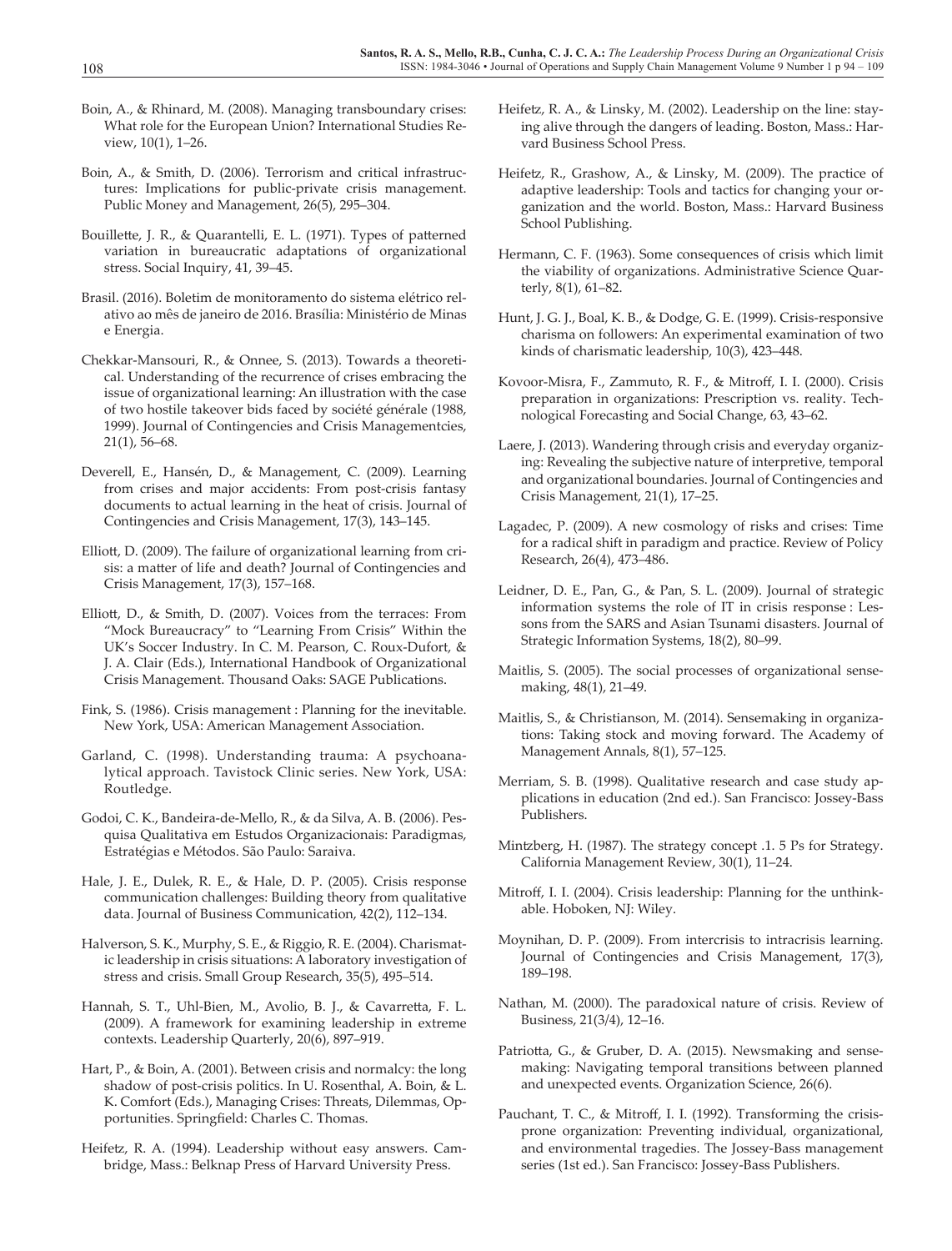Boin, A., & Rhinard, M. (2008). Managing transboundary crises: What role for the European Union? International Studies Review, 10(1), 1–26.

Boin, A., & Smith, D. (2006). Terrorism and critical infrastructures: Implications for public-private crisis management. Public Money and Management, 26(5), 295–304.

Bouillette, J. R., & Quarantelli, E. L. (1971). Types of patterned variation in bureaucratic adaptations of organizational stress. Social Inquiry, 41, 39–45.

Brasil. (2016). Boletim de monitoramento do sistema elétrico relativo ao mês de janeiro de 2016. Brasília: Ministério de Minas e Energia.

Chekkar-Mansouri, R., & Onnee, S. (2013). Towards a theoretical. Understanding of the recurrence of crises embracing the issue of organizational learning: An illustration with the case of two hostile takeover bids faced by société générale (1988, 1999). Journal of Contingencies and Crisis Managementcies, 21(1), 56–68.

Deverell, E., Hansén, D., & Management, C. (2009). Learning from crises and major accidents: From post-crisis fantasy documents to actual learning in the heat of crisis. Journal of Contingencies and Crisis Management, 17(3), 143–145.

Elliott, D. (2009). The failure of organizational learning from crisis: a matter of life and death? Journal of Contingencies and Crisis Management, 17(3), 157–168.

Elliott, D., & Smith, D. (2007). Voices from the terraces: From "Mock Bureaucracy" to "Learning From Crisis" Within the UK's Soccer Industry. In C. M. Pearson, C. Roux-Dufort, & J. A. Clair (Eds.), International Handbook of Organizational Crisis Management. Thousand Oaks: SAGE Publications.

Fink, S. (1986). Crisis management : Planning for the inevitable. New York, USA: American Management Association.

Garland, C. (1998). Understanding trauma: A psychoanalytical approach. Tavistock Clinic series. New York, USA: Routledge.

Godoi, C. K., Bandeira-de-Mello, R., & da Silva, A. B. (2006). Pesquisa Qualitativa em Estudos Organizacionais: Paradigmas, Estratégias e Métodos. São Paulo: Saraiva.

Hale, J. E., Dulek, R. E., & Hale, D. P. (2005). Crisis response communication challenges: Building theory from qualitative data. Journal of Business Communication, 42(2), 112–134.

Halverson, S. K., Murphy, S. E., & Riggio, R. E. (2004). Charismatic leadership in crisis situations: A laboratory investigation of stress and crisis. Small Group Research, 35(5), 495–514.

Hannah, S. T., Uhl-Bien, M., Avolio, B. J., & Cavarretta, F. L. (2009). A framework for examining leadership in extreme contexts. Leadership Quarterly, 20(6), 897–919.

Hart, P., & Boin, A. (2001). Between crisis and normalcy: the long shadow of post-crisis politics. In U. Rosenthal, A. Boin, & L. K. Comfort (Eds.), Managing Crises: Threats, Dilemmas, Opportunities. Springfield: Charles C. Thomas.

Heifetz, R. A. (1994). Leadership without easy answers. Cambridge, Mass.: Belknap Press of Harvard University Press.

Heifetz, R. A., & Linsky, M. (2002). Leadership on the line: staying alive through the dangers of leading. Boston, Mass.: Harvard Business School Press.

Heifetz, R., Grashow, A., & Linsky, M. (2009). The practice of adaptive leadership: Tools and tactics for changing your organization and the world. Boston, Mass.: Harvard Business School Publishing.

Hermann, C. F. (1963). Some consequences of crisis which limit the viability of organizations. Administrative Science Quarterly, 8(1), 61–82.

Hunt, J. G. J., Boal, K. B., & Dodge, G. E. (1999). Crisis-responsive charisma on followers: An experimental examination of two kinds of charismatic leadership, 10(3), 423–448.

Kovoor-Misra, F., Zammuto, R. F., & Mitroff, I. I. (2000). Crisis preparation in organizations: Prescription vs. reality. Technological Forecasting and Social Change, 63, 43–62.

Laere, J. (2013). Wandering through crisis and everyday organizing: Revealing the subjective nature of interpretive, temporal and organizational boundaries. Journal of Contingencies and Crisis Management, 21(1), 17–25.

Lagadec, P. (2009). A new cosmology of risks and crises: Time for a radical shift in paradigm and practice. Review of Policy Research, 26(4), 473–486.

Leidner, D. E., Pan, G., & Pan, S. L. (2009). Journal of strategic information systems the role of IT in crisis response : Lessons from the SARS and Asian Tsunami disasters. Journal of Strategic Information Systems, 18(2), 80–99.

Maitlis, S. (2005). The social processes of organizational sensemaking, 48(1), 21–49.

Maitlis, S., & Christianson, M. (2014). Sensemaking in organizations: Taking stock and moving forward. The Academy of Management Annals, 8(1), 57–125.

Merriam, S. B. (1998). Qualitative research and case study applications in education (2nd ed.). San Francisco: Jossey-Bass Publishers.

Mintzberg, H. (1987). The strategy concept .1. 5 Ps for Strategy. California Management Review, 30(1), 11–24.

Mitroff, I. I. (2004). Crisis leadership: Planning for the unthinkable. Hoboken, NJ: Wiley.

Moynihan, D. P. (2009). From intercrisis to intracrisis learning. Journal of Contingencies and Crisis Management, 17(3), 189–198.

Nathan, M. (2000). The paradoxical nature of crisis. Review of Business, 21(3/4), 12–16.

Patriotta, G., & Gruber, D. A. (2015). Newsmaking and sensemaking: Navigating temporal transitions between planned and unexpected events. Organization Science, 26(6).

Pauchant, T. C., & Mitroff, I. I. (1992). Transforming the crisis-prone organization: Preventing individual, organizational, and environmental tragedies. The Jossey-Bass management series (1st ed.). San Francisco: Jossey-Bass Publishers.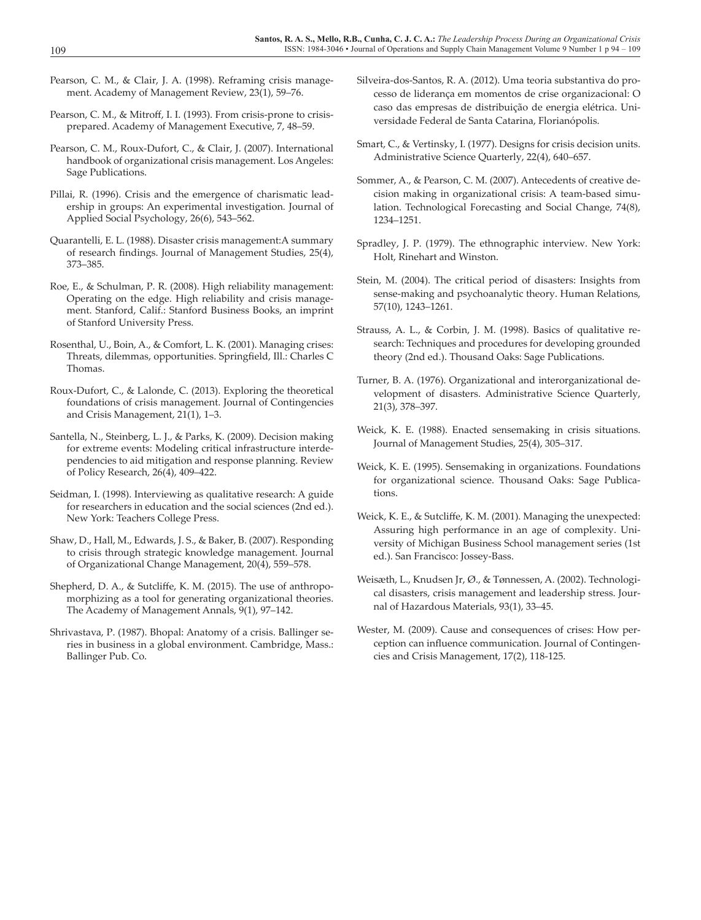Pearson, C. M., & Clair, J. A. (1998). Reframing crisis management. Academy of Management Review, 23(1), 59–76.

Pearson, C. M., & Mitroff, I. I. (1993). From crisis-prone to crisis-prepared. Academy of Management Executive, 7, 48–59.

Pearson, C. M., Roux-Dufort, C., & Clair, J. (2007). International handbook of organizational crisis management. Los Angeles: Sage Publications.

Pillai, R. (1996). Crisis and the emergence of charismatic leadership in groups: An experimental investigation. Journal of Applied Social Psychology, 26(6), 543–562.

Quarantelli, E. L. (1988). Disaster crisis management:A summary of research findings. Journal of Management Studies, 25(4), 373–385.

Roe, E., & Schulman, P. R. (2008). High reliability management: Operating on the edge. High reliability and crisis management. Stanford, Calif.: Stanford Business Books, an imprint of Stanford University Press.

Rosenthal, U., Boin, A., & Comfort, L. K. (2001). Managing crises: Threats, dilemmas, opportunities. Springfield, Ill.: Charles C Thomas.

Roux-Dufort, C., & Lalonde, C. (2013). Exploring the theoretical foundations of crisis management. Journal of Contingencies and Crisis Management, 21(1), 1–3.

Santella, N., Steinberg, L. J., & Parks, K. (2009). Decision making for extreme events: Modeling critical infrastructure interdependencies to aid mitigation and response planning. Review of Policy Research, 26(4), 409–422.

Seidman, I. (1998). Interviewing as qualitative research: A guide for researchers in education and the social sciences (2nd ed.). New York: Teachers College Press.

Shaw, D., Hall, M., Edwards, J. S., & Baker, B. (2007). Responding to crisis through strategic knowledge management. Journal of Organizational Change Management, 20(4), 559–578.

Shepherd, D. A., & Sutcliffe, K. M. (2015). The use of anthropomorphizing as a tool for generating organizational theories. The Academy of Management Annals, 9(1), 97–142.

Shrivastava, P. (1987). Bhopal: Anatomy of a crisis. Ballinger series in business in a global environment. Cambridge, Mass.: Ballinger Pub. Co.

Silveira-dos-Santos, R. A. (2012). Uma teoria substantiva do processo de liderança em momentos de crise organizacional: O caso das empresas de distribuição de energia elétrica. Universidade Federal de Santa Catarina, Florianópolis.

Smart, C., & Vertinsky, I. (1977). Designs for crisis decision units. Administrative Science Quarterly, 22(4), 640–657.

Sommer, A., & Pearson, C. M. (2007). Antecedents of creative decision making in organizational crisis: A team-based simulation. Technological Forecasting and Social Change, 74(8), 1234–1251.

Spradley, J. P. (1979). The ethnographic interview. New York: Holt, Rinehart and Winston.

Stein, M. (2004). The critical period of disasters: Insights from sense-making and psychoanalytic theory. Human Relations, 57(10), 1243–1261.

Strauss, A. L., & Corbin, J. M. (1998). Basics of qualitative research: Techniques and procedures for developing grounded theory (2nd ed.). Thousand Oaks: Sage Publications.

Turner, B. A. (1976). Organizational and interorganizational development of disasters. Administrative Science Quarterly, 21(3), 378–397.

Weick, K. E. (1988). Enacted sensemaking in crisis situations. Journal of Management Studies, 25(4), 305–317.

Weick, K. E. (1995). Sensemaking in organizations. Foundations for organizational science. Thousand Oaks: Sage Publications.

Weick, K. E., & Sutcliffe, K. M. (2001). Managing the unexpected: Assuring high performance in an age of complexity. University of Michigan Business School management series (1st ed.). San Francisco: Jossey-Bass.

Weisæth, L., Knudsen Jr, Ø., & Tønnessen, A. (2002). Technological disasters, crisis management and leadership stress. Journal of Hazardous Materials, 93(1), 33–45.

Wester, M. (2009). Cause and consequences of crises: How perception can influence communication. Journal of Contingencies and Crisis Management, 17(2), 118-125.